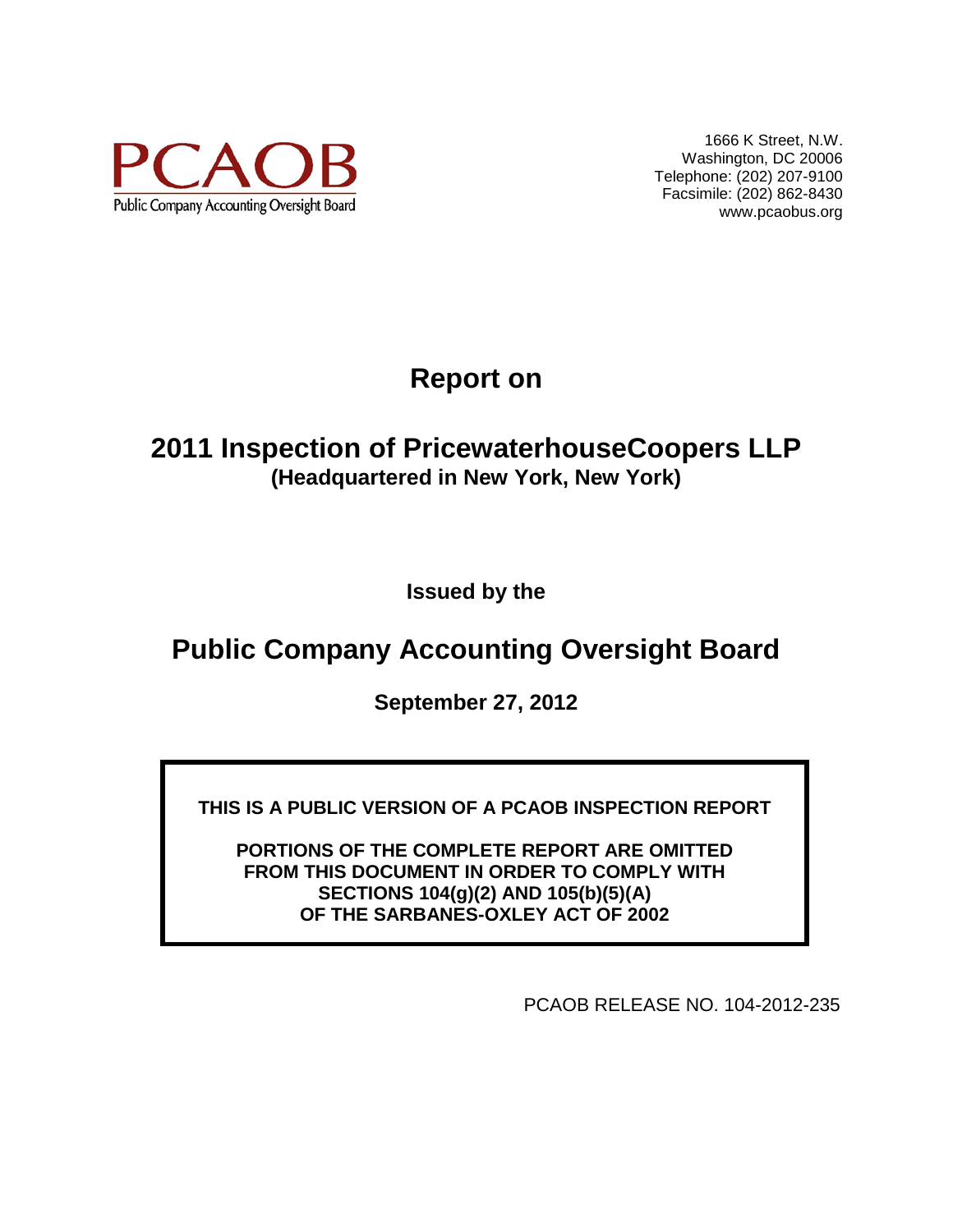PCAOB

Public Company Accounting Oversight Board

1666 K Street, N.W.
Washington, DC 20006
Telephone: (202) 207-9100
Facsimile: (202) 862-8430
www.pcaobus.org

# Report on

# 2011 Inspection of PricewaterhouseCoopers LLP

**(Headquartered in New York, New York)**

**Issued by the**

# Public Company Accounting Oversight Board

**September 27, 2012**

**THIS IS A PUBLIC VERSION OF A PCAOB INSPECTION REPORT**

**PORTIONS OF THE COMPLETE REPORT ARE OMITTED FROM THIS DOCUMENT IN ORDER TO COMPLY WITH SECTIONS 104(g)(2) AND 105(b)(5)(A) OF THE SARBANES-OXLEY ACT OF 2002**

PCAOB RELEASE NO. 104-2012-235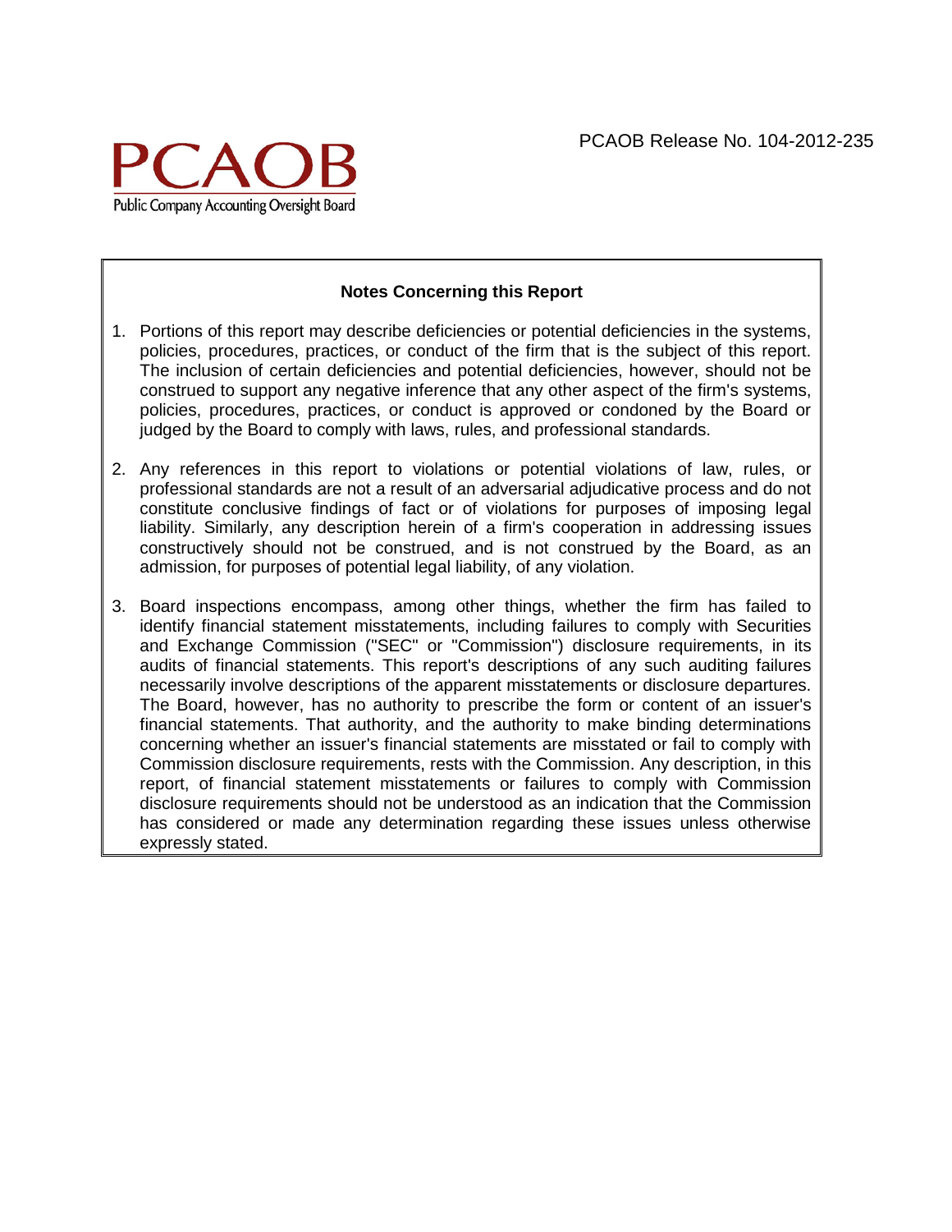PCAOB Release No. 104-2012-235

PCAOB
Public Company Accounting Oversight Board

## Notes Concerning this Report

1. Portions of this report may describe deficiencies or potential deficiencies in the systems, policies, procedures, practices, or conduct of the firm that is the subject of this report. The inclusion of certain deficiencies and potential deficiencies, however, should not be construed to support any negative inference that any other aspect of the firm's systems, policies, procedures, practices, or conduct is approved or condoned by the Board or judged by the Board to comply with laws, rules, and professional standards.

2. Any references in this report to violations or potential violations of law, rules, or professional standards are not a result of an adversarial adjudicative process and do not constitute conclusive findings of fact or of violations for purposes of imposing legal liability. Similarly, any description herein of a firm's cooperation in addressing issues constructively should not be construed, and is not construed by the Board, as an admission, for purposes of potential legal liability, of any violation.

3. Board inspections encompass, among other things, whether the firm has failed to identify financial statement misstatements, including failures to comply with Securities and Exchange Commission ("SEC" or "Commission") disclosure requirements, in its audits of financial statements. This report's descriptions of any such auditing failures necessarily involve descriptions of the apparent misstatements or disclosure departures. The Board, however, has no authority to prescribe the form or content of an issuer's financial statements. That authority, and the authority to make binding determinations concerning whether an issuer's financial statements are misstated or fail to comply with Commission disclosure requirements, rests with the Commission. Any description, in this report, of financial statement misstatements or failures to comply with Commission disclosure requirements should not be understood as an indication that the Commission has considered or made any determination regarding these issues unless otherwise expressly stated.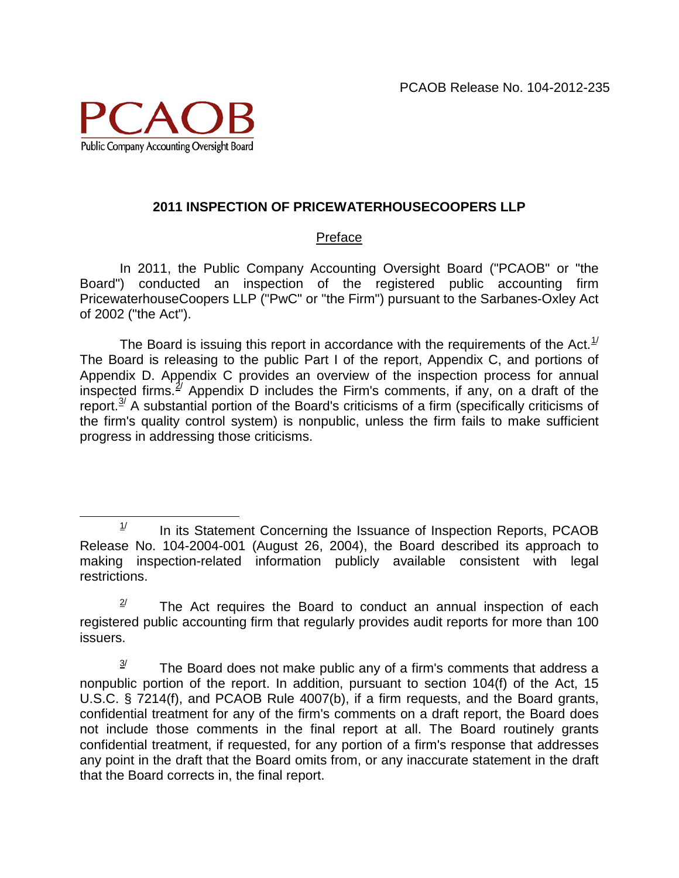PCAOB Release No. 104-2012-235

PCAOB
Public Company Accounting Oversight Board

## 2011 INSPECTION OF PRICEWATERHOUSECOOPERS LLP

### Preface

In 2011, the Public Company Accounting Oversight Board ("PCAOB" or "the Board") conducted an inspection of the registered public accounting firm PricewaterhouseCoopers LLP ("PwC" or "the Firm") pursuant to the Sarbanes-Oxley Act of 2002 ("the Act").

The Board is issuing this report in accordance with the requirements of the Act.[1/] The Board is releasing to the public Part I of the report, Appendix C, and portions of Appendix D. Appendix C provides an overview of the inspection process for annual inspected firms.[2/] Appendix D includes the Firm's comments, if any, on a draft of the report.[3/] A substantial portion of the Board's criticisms of a firm (specifically criticisms of the firm's quality control system) is nonpublic, unless the firm fails to make sufficient progress in addressing those criticisms.

---

[1/] In its Statement Concerning the Issuance of Inspection Reports, PCAOB Release No. 104-2004-001 (August 26, 2004), the Board described its approach to making inspection-related information publicly available consistent with legal restrictions.

[2/] The Act requires the Board to conduct an annual inspection of each registered public accounting firm that regularly provides audit reports for more than 100 issuers.

[3/] The Board does not make public any of a firm's comments that address a nonpublic portion of the report. In addition, pursuant to section 104(f) of the Act, 15 U.S.C. § 7214(f), and PCAOB Rule 4007(b), if a firm requests, and the Board grants, confidential treatment for any of the firm's comments on a draft report, the Board does not include those comments in the final report at all. The Board routinely grants confidential treatment, if requested, for any portion of a firm's response that addresses any point in the draft that the Board omits from, or any inaccurate statement in the draft that the Board corrects in, the final report.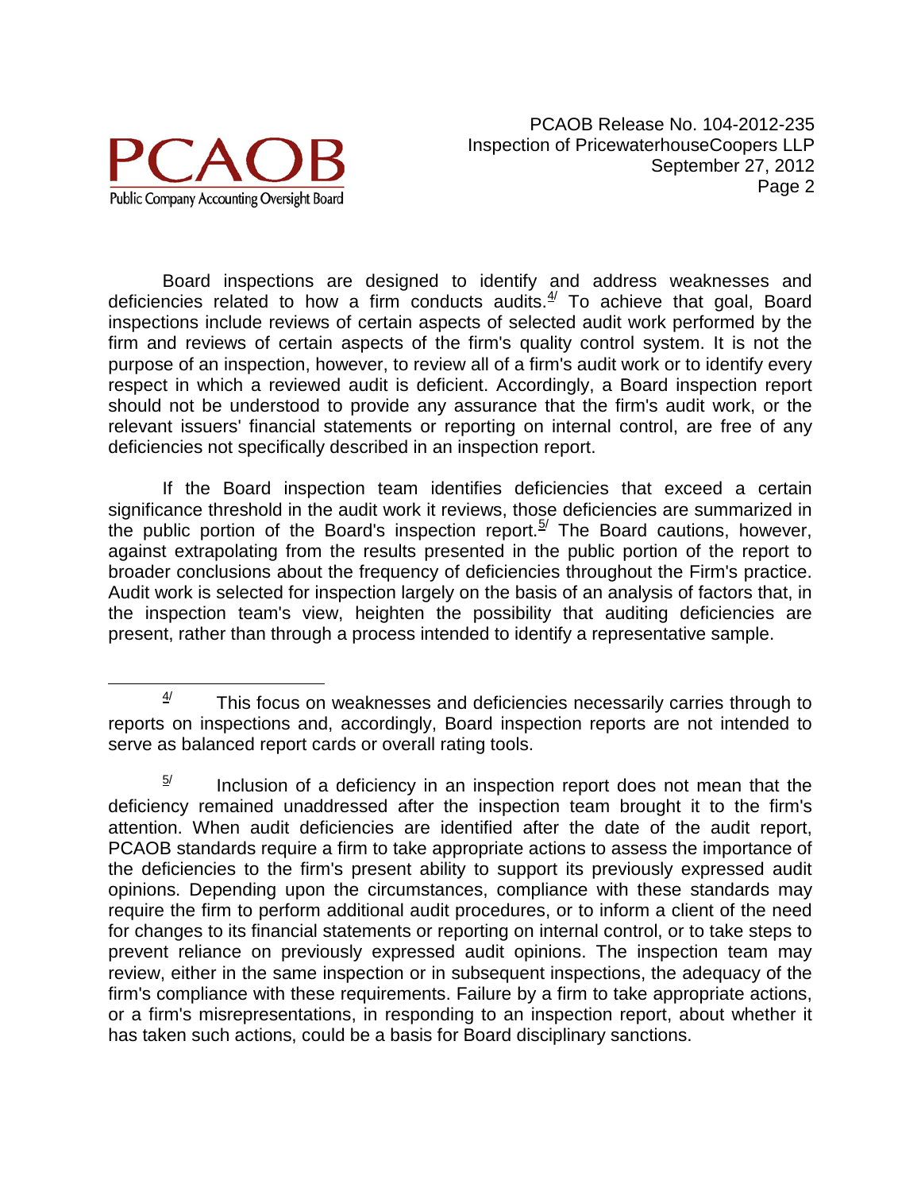Board inspections are designed to identify and address weaknesses and deficiencies related to how a firm conducts audits.[4] To achieve that goal, Board inspections include reviews of certain aspects of selected audit work performed by the firm and reviews of certain aspects of the firm's quality control system. It is not the purpose of an inspection, however, to review all of a firm's audit work or to identify every respect in which a reviewed audit is deficient. Accordingly, a Board inspection report should not be understood to provide any assurance that the firm's audit work, or the relevant issuers' financial statements or reporting on internal control, are free of any deficiencies not specifically described in an inspection report.

If the Board inspection team identifies deficiencies that exceed a certain significance threshold in the audit work it reviews, those deficiencies are summarized in the public portion of the Board's inspection report.[5] The Board cautions, however, against extrapolating from the results presented in the public portion of the report to broader conclusions about the frequency of deficiencies throughout the Firm's practice. Audit work is selected for inspection largely on the basis of an analysis of factors that, in the inspection team's view, heighten the possibility that auditing deficiencies are present, rather than through a process intended to identify a representative sample.

---

[4] This focus on weaknesses and deficiencies necessarily carries through to reports on inspections and, accordingly, Board inspection reports are not intended to serve as balanced report cards or overall rating tools.

[5] Inclusion of a deficiency in an inspection report does not mean that the deficiency remained unaddressed after the inspection team brought it to the firm's attention. When audit deficiencies are identified after the date of the audit report, PCAOB standards require a firm to take appropriate actions to assess the importance of the deficiencies to the firm's present ability to support its previously expressed audit opinions. Depending upon the circumstances, compliance with these standards may require the firm to perform additional audit procedures, or to inform a client of the need for changes to its financial statements or reporting on internal control, or to take steps to prevent reliance on previously expressed audit opinions. The inspection team may review, either in the same inspection or in subsequent inspections, the adequacy of the firm's compliance with these requirements. Failure by a firm to take appropriate actions, or a firm's misrepresentations, in responding to an inspection report, about whether it has taken such actions, could be a basis for Board disciplinary sanctions.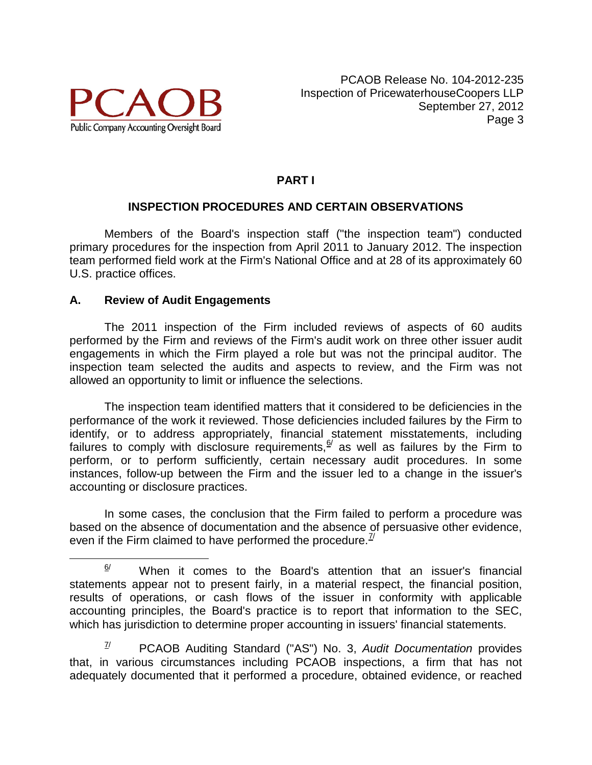## PART I

## INSPECTION PROCEDURES AND CERTAIN OBSERVATIONS

Members of the Board's inspection staff ("the inspection team") conducted primary procedures for the inspection from April 2011 to January 2012. The inspection team performed field work at the Firm's National Office and at 28 of its approximately 60 U.S. practice offices.

### A. Review of Audit Engagements

The 2011 inspection of the Firm included reviews of aspects of 60 audits performed by the Firm and reviews of the Firm's audit work on three other issuer audit engagements in which the Firm played a role but was not the principal auditor. The inspection team selected the audits and aspects to review, and the Firm was not allowed an opportunity to limit or influence the selections.

The inspection team identified matters that it considered to be deficiencies in the performance of the work it reviewed. Those deficiencies included failures by the Firm to identify, or to address appropriately, financial statement misstatements, including failures to comply with disclosure requirements,[6/] as well as failures by the Firm to perform, or to perform sufficiently, certain necessary audit procedures. In some instances, follow-up between the Firm and the issuer led to a change in the issuer's accounting or disclosure practices.

In some cases, the conclusion that the Firm failed to perform a procedure was based on the absence of documentation and the absence of persuasive other evidence, even if the Firm claimed to have performed the procedure.[7/]

---

[6/] When it comes to the Board's attention that an issuer's financial statements appear not to present fairly, in a material respect, the financial position, results of operations, or cash flows of the issuer in conformity with applicable accounting principles, the Board's practice is to report that information to the SEC, which has jurisdiction to determine proper accounting in issuers' financial statements.

[7/] PCAOB Auditing Standard ("AS") No. 3, *Audit Documentation* provides that, in various circumstances including PCAOB inspections, a firm that has not adequately documented that it performed a procedure, obtained evidence, or reached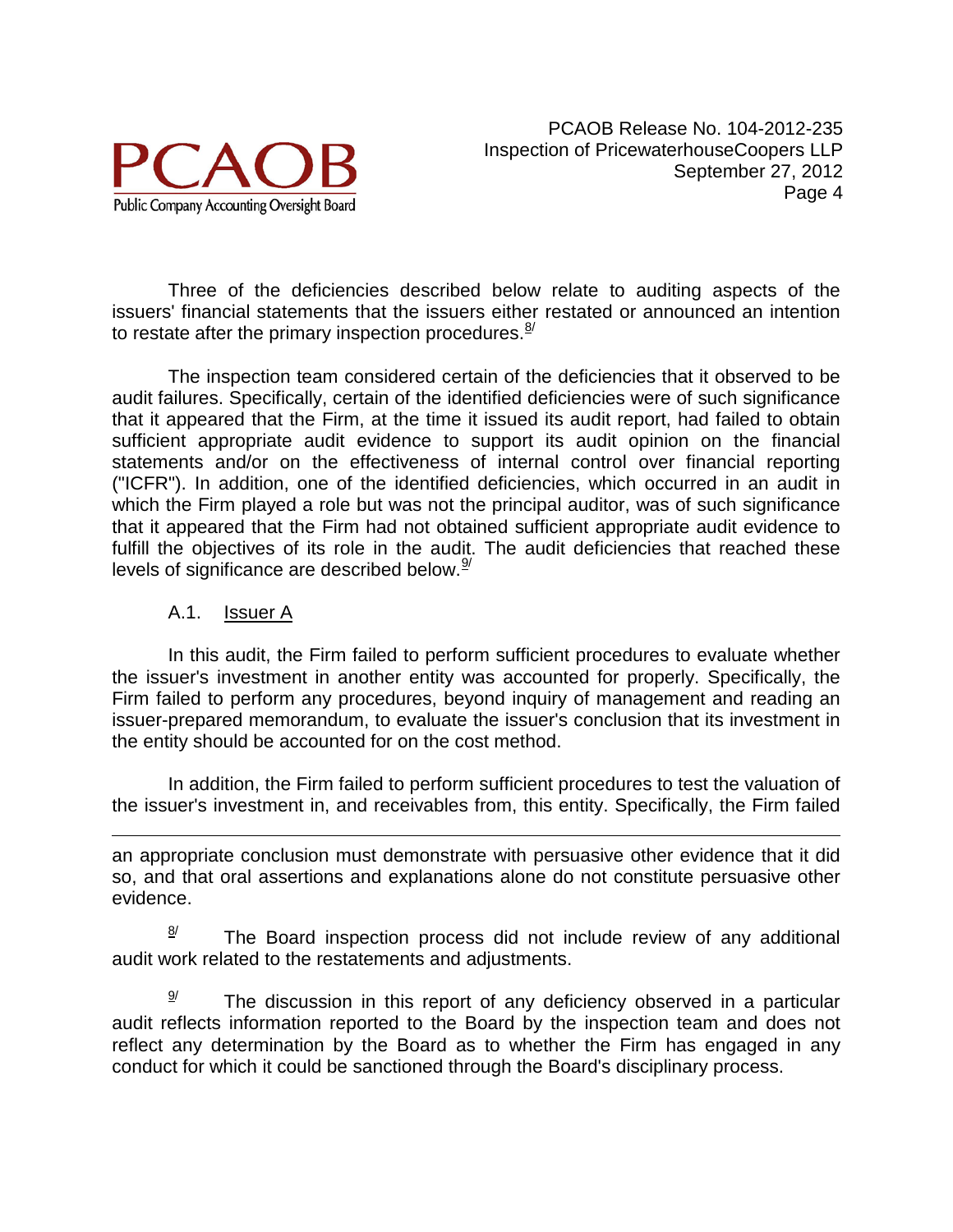Three of the deficiencies described below relate to auditing aspects of the issuers' financial statements that the issuers either restated or announced an intention to restate after the primary inspection procedures.[8/]

The inspection team considered certain of the deficiencies that it observed to be audit failures. Specifically, certain of the identified deficiencies were of such significance that it appeared that the Firm, at the time it issued its audit report, had failed to obtain sufficient appropriate audit evidence to support its audit opinion on the financial statements and/or on the effectiveness of internal control over financial reporting ("ICFR"). In addition, one of the identified deficiencies, which occurred in an audit in which the Firm played a role but was not the principal auditor, was of such significance that it appeared that the Firm had not obtained sufficient appropriate audit evidence to fulfill the objectives of its role in the audit. The audit deficiencies that reached these levels of significance are described below.[9/]

### A.1. Issuer A

In this audit, the Firm failed to perform sufficient procedures to evaluate whether the issuer's investment in another entity was accounted for properly. Specifically, the Firm failed to perform any procedures, beyond inquiry of management and reading an issuer-prepared memorandum, to evaluate the issuer's conclusion that its investment in the entity should be accounted for on the cost method.

In addition, the Firm failed to perform sufficient procedures to test the valuation of the issuer's investment in, and receivables from, this entity. Specifically, the Firm failed

---

an appropriate conclusion must demonstrate with persuasive other evidence that it did so, and that oral assertions and explanations alone do not constitute persuasive other evidence.

[8/] The Board inspection process did not include review of any additional audit work related to the restatements and adjustments.

[9/] The discussion in this report of any deficiency observed in a particular audit reflects information reported to the Board by the inspection team and does not reflect any determination by the Board as to whether the Firm has engaged in any conduct for which it could be sanctioned through the Board's disciplinary process.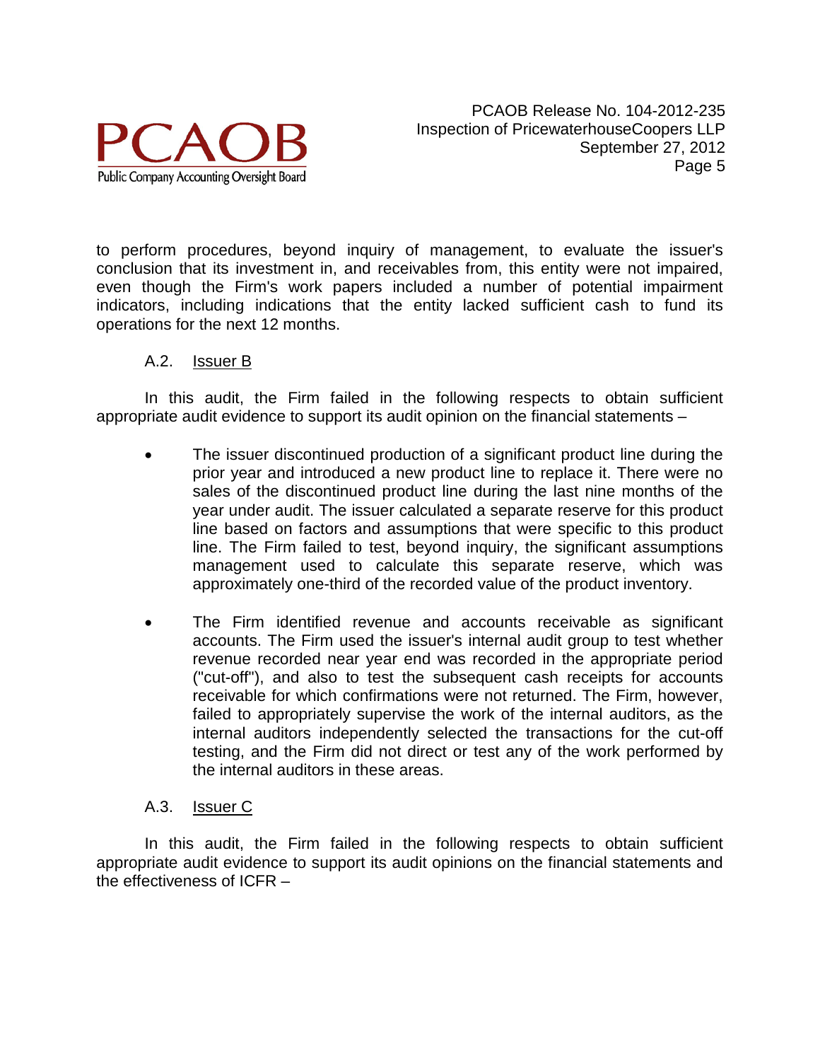to perform procedures, beyond inquiry of management, to evaluate the issuer's conclusion that its investment in, and receivables from, this entity were not impaired, even though the Firm's work papers included a number of potential impairment indicators, including indications that the entity lacked sufficient cash to fund its operations for the next 12 months.

### A.2. Issuer B

In this audit, the Firm failed in the following respects to obtain sufficient appropriate audit evidence to support its audit opinion on the financial statements –

- The issuer discontinued production of a significant product line during the prior year and introduced a new product line to replace it. There were no sales of the discontinued product line during the last nine months of the year under audit. The issuer calculated a separate reserve for this product line based on factors and assumptions that were specific to this product line. The Firm failed to test, beyond inquiry, the significant assumptions management used to calculate this separate reserve, which was approximately one-third of the recorded value of the product inventory.

- The Firm identified revenue and accounts receivable as significant accounts. The Firm used the issuer's internal audit group to test whether revenue recorded near year end was recorded in the appropriate period ("cut-off"), and also to test the subsequent cash receipts for accounts receivable for which confirmations were not returned. The Firm, however, failed to appropriately supervise the work of the internal auditors, as the internal auditors independently selected the transactions for the cut-off testing, and the Firm did not direct or test any of the work performed by the internal auditors in these areas.

### A.3. Issuer C

In this audit, the Firm failed in the following respects to obtain sufficient appropriate audit evidence to support its audit opinions on the financial statements and the effectiveness of ICFR –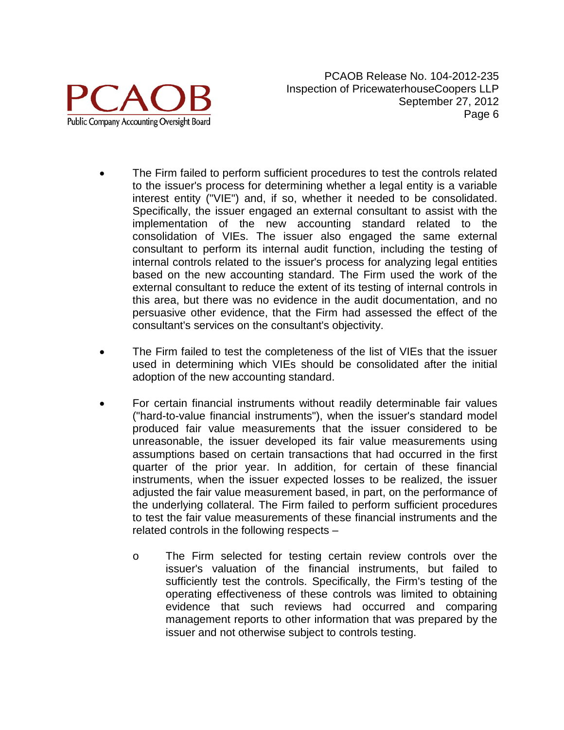- The Firm failed to perform sufficient procedures to test the controls related to the issuer's process for determining whether a legal entity is a variable interest entity ("VIE") and, if so, whether it needed to be consolidated. Specifically, the issuer engaged an external consultant to assist with the implementation of the new accounting standard related to the consolidation of VIEs. The issuer also engaged the same external consultant to perform its internal audit function, including the testing of internal controls related to the issuer's process for analyzing legal entities based on the new accounting standard. The Firm used the work of the external consultant to reduce the extent of its testing of internal controls in this area, but there was no evidence in the audit documentation, and no persuasive other evidence, that the Firm had assessed the effect of the consultant's services on the consultant's objectivity.

- The Firm failed to test the completeness of the list of VIEs that the issuer used in determining which VIEs should be consolidated after the initial adoption of the new accounting standard.

- For certain financial instruments without readily determinable fair values ("hard-to-value financial instruments"), when the issuer's standard model produced fair value measurements that the issuer considered to be unreasonable, the issuer developed its fair value measurements using assumptions based on certain transactions that had occurred in the first quarter of the prior year. In addition, for certain of these financial instruments, when the issuer expected losses to be realized, the issuer adjusted the fair value measurement based, in part, on the performance of the underlying collateral. The Firm failed to perform sufficient procedures to test the fair value measurements of these financial instruments and the related controls in the following respects –

  - The Firm selected for testing certain review controls over the issuer's valuation of the financial instruments, but failed to sufficiently test the controls. Specifically, the Firm's testing of the operating effectiveness of these controls was limited to obtaining evidence that such reviews had occurred and comparing management reports to other information that was prepared by the issuer and not otherwise subject to controls testing.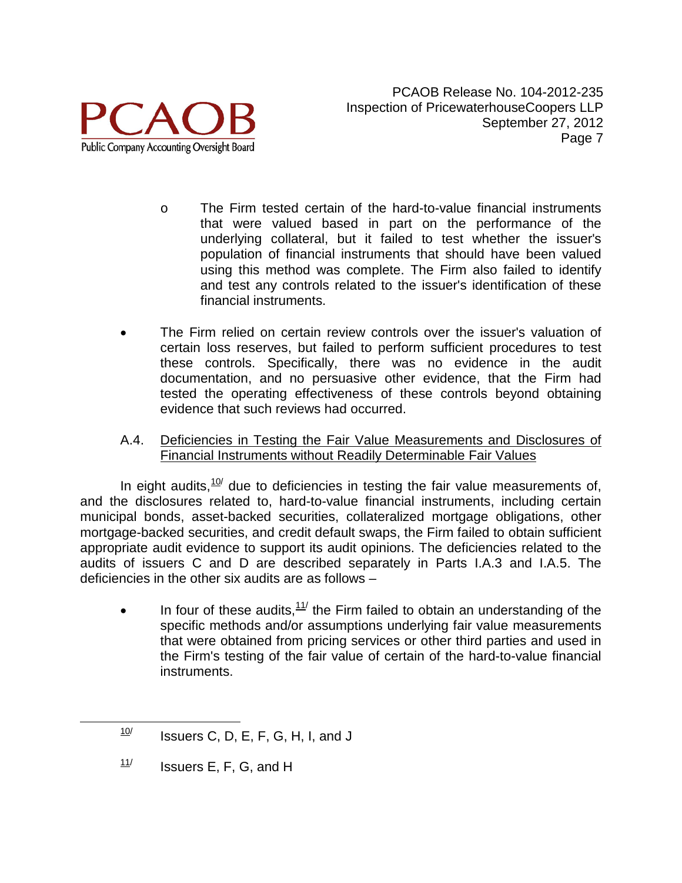- o The Firm tested certain of the hard-to-value financial instruments that were valued based in part on the performance of the underlying collateral, but it failed to test whether the issuer's population of financial instruments that should have been valued using this method was complete. The Firm also failed to identify and test any controls related to the issuer's identification of these financial instruments.

- The Firm relied on certain review controls over the issuer's valuation of certain loss reserves, but failed to perform sufficient procedures to test these controls. Specifically, there was no evidence in the audit documentation, and no persuasive other evidence, that the Firm had tested the operating effectiveness of these controls beyond obtaining evidence that such reviews had occurred.

A.4. Deficiencies in Testing the Fair Value Measurements and Disclosures of Financial Instruments without Readily Determinable Fair Values

In eight audits,[10] due to deficiencies in testing the fair value measurements of, and the disclosures related to, hard-to-value financial instruments, including certain municipal bonds, asset-backed securities, collateralized mortgage obligations, other mortgage-backed securities, and credit default swaps, the Firm failed to obtain sufficient appropriate audit evidence to support its audit opinions. The deficiencies related to the audits of issuers C and D are described separately in Parts I.A.3 and I.A.5. The deficiencies in the other six audits are as follows –

- In four of these audits,[11] the Firm failed to obtain an understanding of the specific methods and/or assumptions underlying fair value measurements that were obtained from pricing services or other third parties and used in the Firm's testing of the fair value of certain of the hard-to-value financial instruments.

---

[10] Issuers C, D, E, F, G, H, I, and J

[11] Issuers E, F, G, and H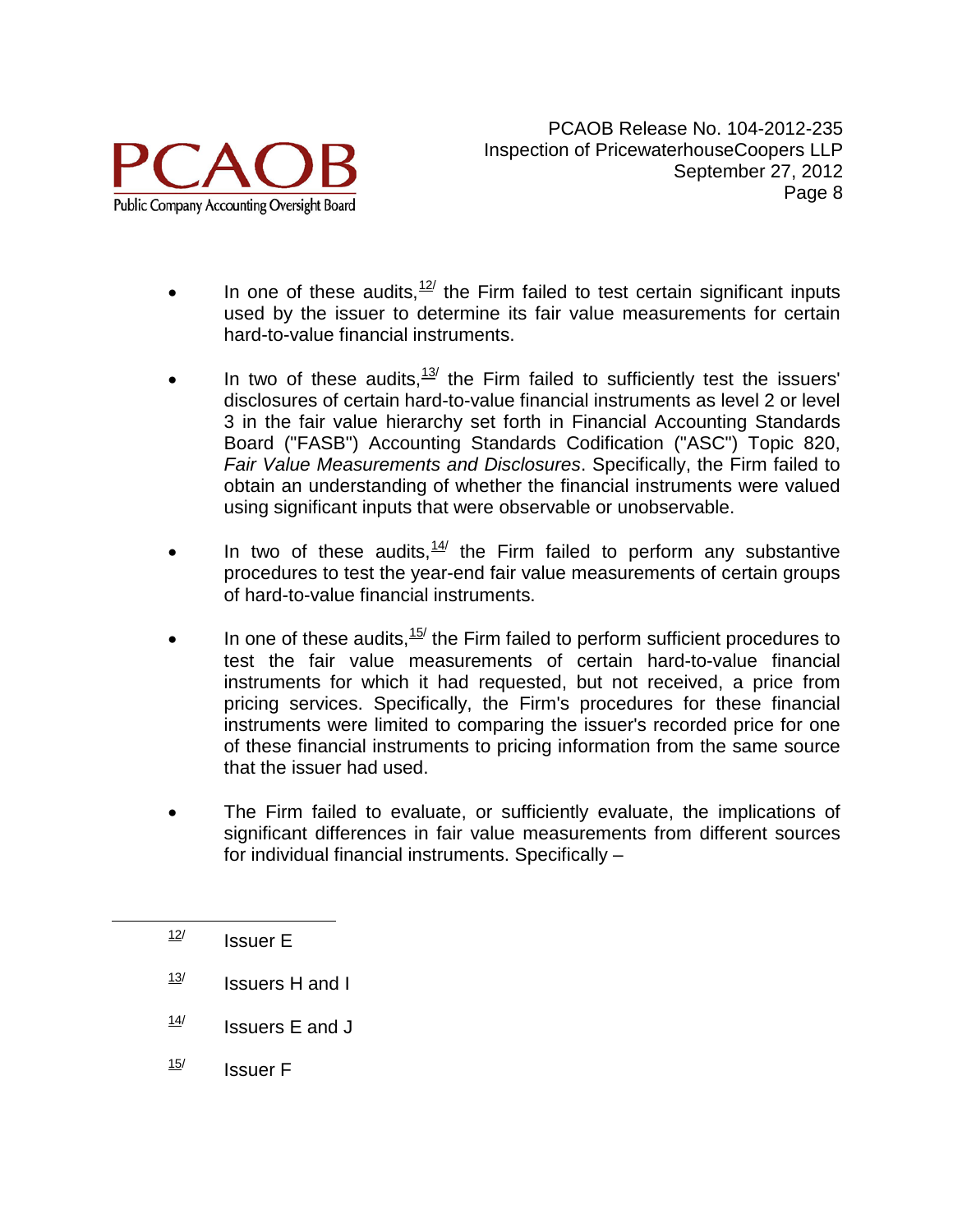- In one of these audits,[12/] the Firm failed to test certain significant inputs used by the issuer to determine its fair value measurements for certain hard-to-value financial instruments.

- In two of these audits,[13/] the Firm failed to sufficiently test the issuers' disclosures of certain hard-to-value financial instruments as level 2 or level 3 in the fair value hierarchy set forth in Financial Accounting Standards Board ("FASB") Accounting Standards Codification ("ASC") Topic 820, *Fair Value Measurements and Disclosures*. Specifically, the Firm failed to obtain an understanding of whether the financial instruments were valued using significant inputs that were observable or unobservable.

- In two of these audits,[14/] the Firm failed to perform any substantive procedures to test the year-end fair value measurements of certain groups of hard-to-value financial instruments.

- In one of these audits,[15/] the Firm failed to perform sufficient procedures to test the fair value measurements of certain hard-to-value financial instruments for which it had requested, but not received, a price from pricing services. Specifically, the Firm's procedures for these financial instruments were limited to comparing the issuer's recorded price for one of these financial instruments to pricing information from the same source that the issuer had used.

- The Firm failed to evaluate, or sufficiently evaluate, the implications of significant differences in fair value measurements from different sources for individual financial instruments. Specifically –

---

[12/] Issuer E

[13/] Issuers H and I

[14/] Issuers E and J

[15/] Issuer F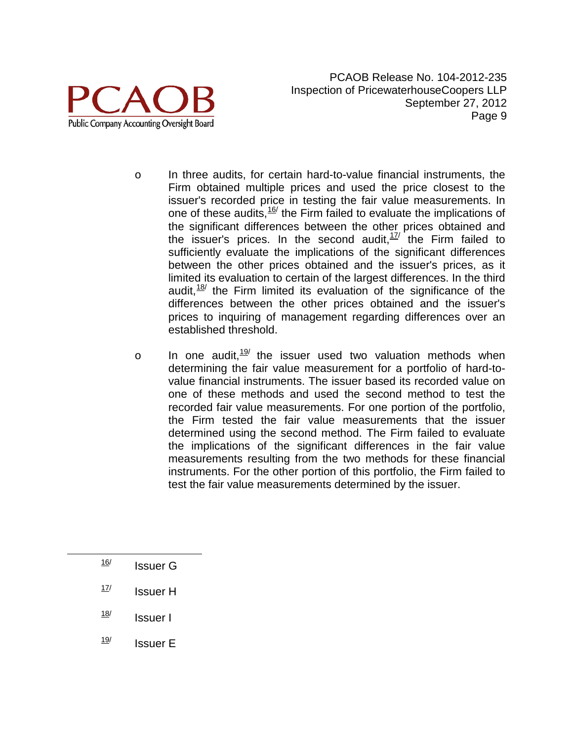- In three audits, for certain hard-to-value financial instruments, the Firm obtained multiple prices and used the price closest to the issuer's recorded price in testing the fair value measurements. In one of these audits,[16/] the Firm failed to evaluate the implications of the significant differences between the other prices obtained and the issuer's prices. In the second audit,[17/] the Firm failed to sufficiently evaluate the implications of the significant differences between the other prices obtained and the issuer's prices, as it limited its evaluation to certain of the largest differences. In the third audit,[18/] the Firm limited its evaluation of the significance of the differences between the other prices obtained and the issuer's prices to inquiring of management regarding differences over an established threshold.

- In one audit,[19/] the issuer used two valuation methods when determining the fair value measurement for a portfolio of hard-to-value financial instruments. The issuer based its recorded value on one of these methods and used the second method to test the recorded fair value measurements. For one portion of the portfolio, the Firm tested the fair value measurements that the issuer determined using the second method. The Firm failed to evaluate the implications of the significant differences in the fair value measurements resulting from the two methods for these financial instruments. For the other portion of this portfolio, the Firm failed to test the fair value measurements determined by the issuer.

---

[16/] Issuer G

[17/] Issuer H

[18/] Issuer I

[19/] Issuer E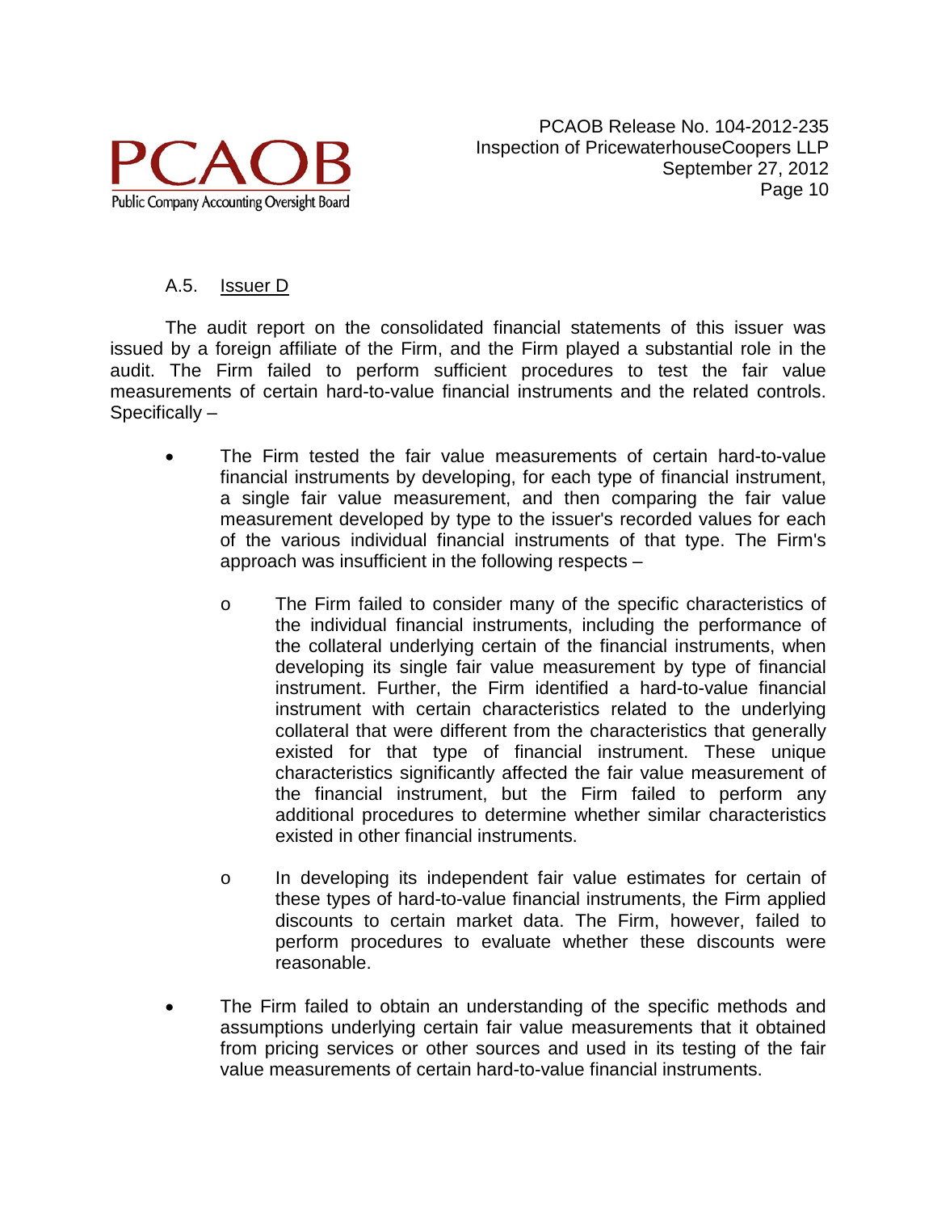### A.5. Issuer D

The audit report on the consolidated financial statements of this issuer was issued by a foreign affiliate of the Firm, and the Firm played a substantial role in the audit. The Firm failed to perform sufficient procedures to test the fair value measurements of certain hard-to-value financial instruments and the related controls. Specifically –

- The Firm tested the fair value measurements of certain hard-to-value financial instruments by developing, for each type of financial instrument, a single fair value measurement, and then comparing the fair value measurement developed by type to the issuer's recorded values for each of the various individual financial instruments of that type. The Firm's approach was insufficient in the following respects –

    - The Firm failed to consider many of the specific characteristics of the individual financial instruments, including the performance of the collateral underlying certain of the financial instruments, when developing its single fair value measurement by type of financial instrument. Further, the Firm identified a hard-to-value financial instrument with certain characteristics related to the underlying collateral that were different from the characteristics that generally existed for that type of financial instrument. These unique characteristics significantly affected the fair value measurement of the financial instrument, but the Firm failed to perform any additional procedures to determine whether similar characteristics existed in other financial instruments.

    - In developing its independent fair value estimates for certain of these types of hard-to-value financial instruments, the Firm applied discounts to certain market data. The Firm, however, failed to perform procedures to evaluate whether these discounts were reasonable.

- The Firm failed to obtain an understanding of the specific methods and assumptions underlying certain fair value measurements that it obtained from pricing services or other sources and used in its testing of the fair value measurements of certain hard-to-value financial instruments.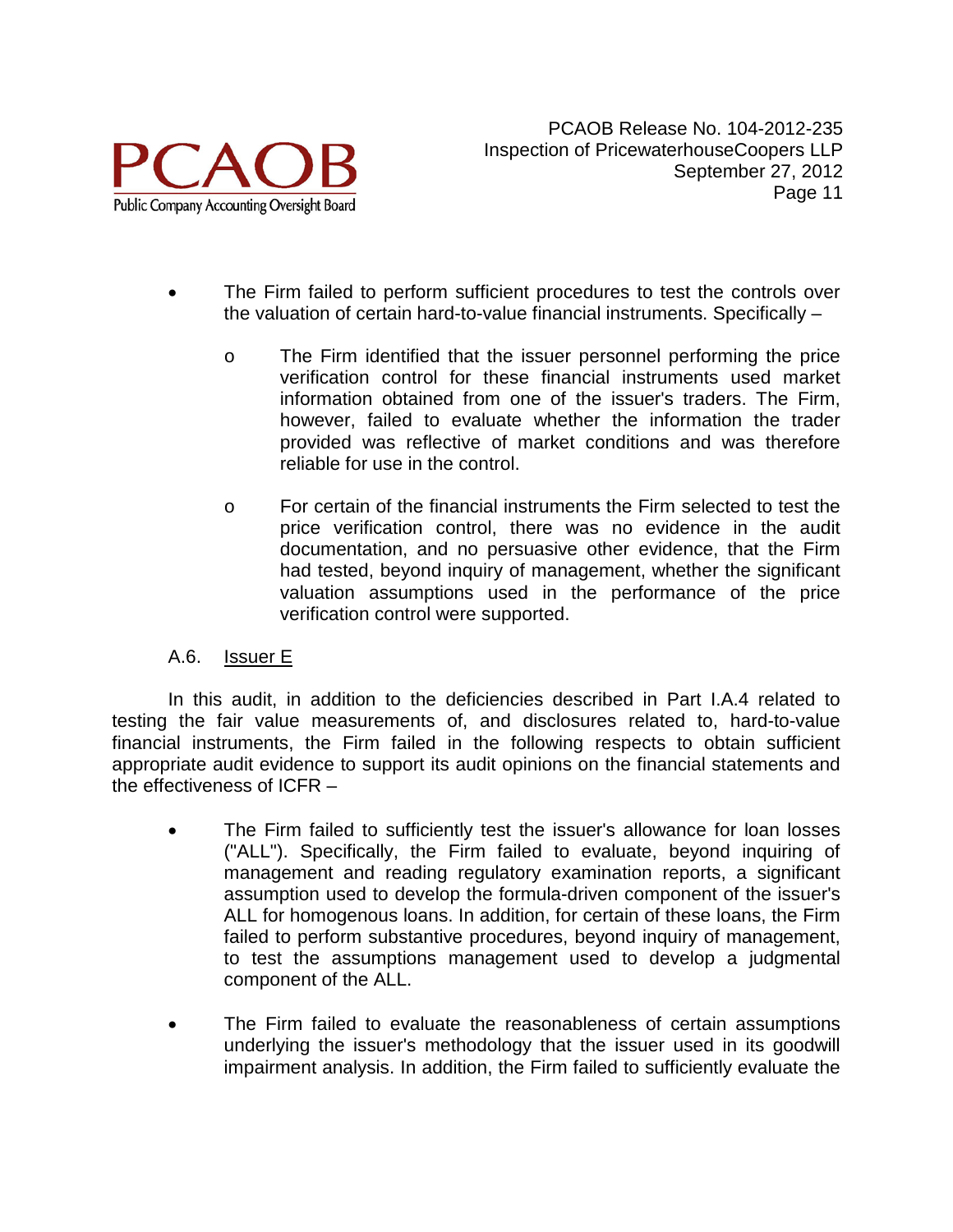- The Firm failed to perform sufficient procedures to test the controls over the valuation of certain hard-to-value financial instruments. Specifically –
  - The Firm identified that the issuer personnel performing the price verification control for these financial instruments used market information obtained from one of the issuer's traders. The Firm, however, failed to evaluate whether the information the trader provided was reflective of market conditions and was therefore reliable for use in the control.
  - For certain of the financial instruments the Firm selected to test the price verification control, there was no evidence in the audit documentation, and no persuasive other evidence, that the Firm had tested, beyond inquiry of management, whether the significant valuation assumptions used in the performance of the price verification control were supported.

### A.6. Issuer E

In this audit, in addition to the deficiencies described in Part I.A.4 related to testing the fair value measurements of, and disclosures related to, hard-to-value financial instruments, the Firm failed in the following respects to obtain sufficient appropriate audit evidence to support its audit opinions on the financial statements and the effectiveness of ICFR –

- The Firm failed to sufficiently test the issuer's allowance for loan losses ("ALL"). Specifically, the Firm failed to evaluate, beyond inquiring of management and reading regulatory examination reports, a significant assumption used to develop the formula-driven component of the issuer's ALL for homogenous loans. In addition, for certain of these loans, the Firm failed to perform substantive procedures, beyond inquiry of management, to test the assumptions management used to develop a judgmental component of the ALL.

- The Firm failed to evaluate the reasonableness of certain assumptions underlying the issuer's methodology that the issuer used in its goodwill impairment analysis. In addition, the Firm failed to sufficiently evaluate the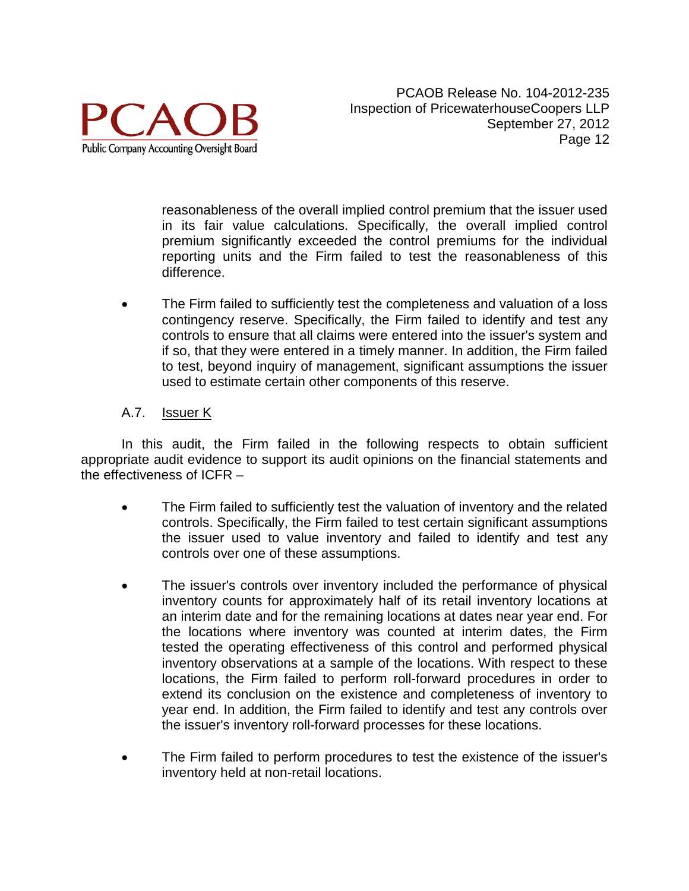reasonableness of the overall implied control premium that the issuer used in its fair value calculations. Specifically, the overall implied control premium significantly exceeded the control premiums for the individual reporting units and the Firm failed to test the reasonableness of this difference.

- The Firm failed to sufficiently test the completeness and valuation of a loss contingency reserve. Specifically, the Firm failed to identify and test any controls to ensure that all claims were entered into the issuer's system and if so, that they were entered in a timely manner. In addition, the Firm failed to test, beyond inquiry of management, significant assumptions the issuer used to estimate certain other components of this reserve.

A.7. Issuer K

In this audit, the Firm failed in the following respects to obtain sufficient appropriate audit evidence to support its audit opinions on the financial statements and the effectiveness of ICFR –

- The Firm failed to sufficiently test the valuation of inventory and the related controls. Specifically, the Firm failed to test certain significant assumptions the issuer used to value inventory and failed to identify and test any controls over one of these assumptions.

- The issuer's controls over inventory included the performance of physical inventory counts for approximately half of its retail inventory locations at an interim date and for the remaining locations at dates near year end. For the locations where inventory was counted at interim dates, the Firm tested the operating effectiveness of this control and performed physical inventory observations at a sample of the locations. With respect to these locations, the Firm failed to perform roll-forward procedures in order to extend its conclusion on the existence and completeness of inventory to year end. In addition, the Firm failed to identify and test any controls over the issuer's inventory roll-forward processes for these locations.

- The Firm failed to perform procedures to test the existence of the issuer's inventory held at non-retail locations.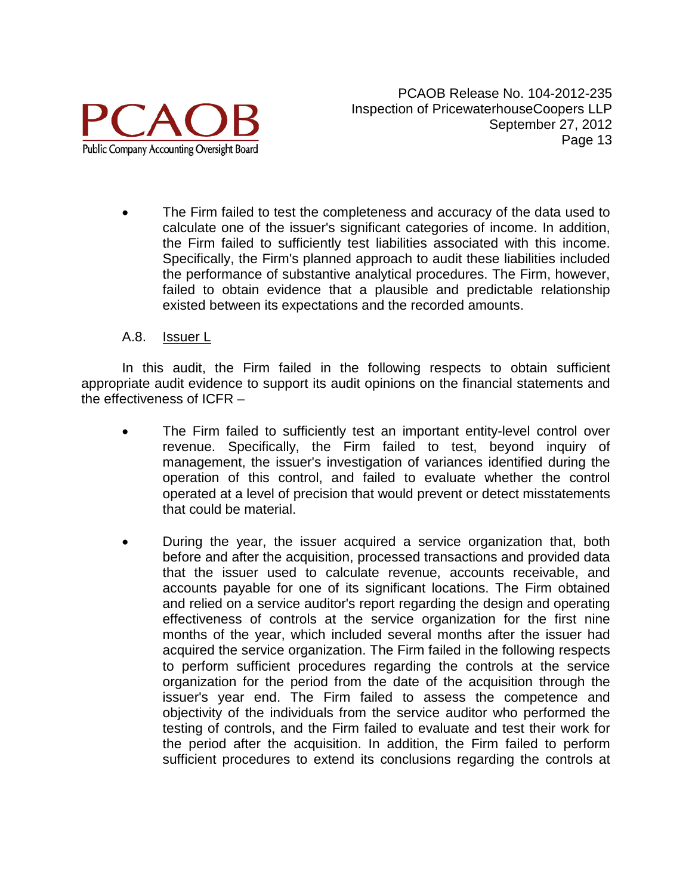- The Firm failed to test the completeness and accuracy of the data used to calculate one of the issuer's significant categories of income. In addition, the Firm failed to sufficiently test liabilities associated with this income. Specifically, the Firm's planned approach to audit these liabilities included the performance of substantive analytical procedures. The Firm, however, failed to obtain evidence that a plausible and predictable relationship existed between its expectations and the recorded amounts.

A.8. Issuer L

In this audit, the Firm failed in the following respects to obtain sufficient appropriate audit evidence to support its audit opinions on the financial statements and the effectiveness of ICFR –

- The Firm failed to sufficiently test an important entity-level control over revenue. Specifically, the Firm failed to test, beyond inquiry of management, the issuer's investigation of variances identified during the operation of this control, and failed to evaluate whether the control operated at a level of precision that would prevent or detect misstatements that could be material.

- During the year, the issuer acquired a service organization that, both before and after the acquisition, processed transactions and provided data that the issuer used to calculate revenue, accounts receivable, and accounts payable for one of its significant locations. The Firm obtained and relied on a service auditor's report regarding the design and operating effectiveness of controls at the service organization for the first nine months of the year, which included several months after the issuer had acquired the service organization. The Firm failed in the following respects to perform sufficient procedures regarding the controls at the service organization for the period from the date of the acquisition through the issuer's year end. The Firm failed to assess the competence and objectivity of the individuals from the service auditor who performed the testing of controls, and the Firm failed to evaluate and test their work for the period after the acquisition. In addition, the Firm failed to perform sufficient procedures to extend its conclusions regarding the controls at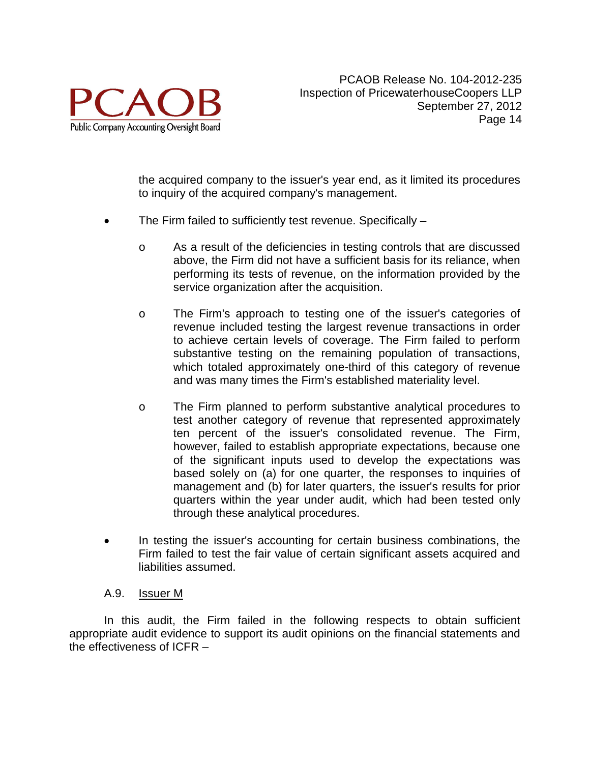the acquired company to the issuer's year end, as it limited its procedures to inquiry of the acquired company's management.

- The Firm failed to sufficiently test revenue. Specifically –
    - As a result of the deficiencies in testing controls that are discussed above, the Firm did not have a sufficient basis for its reliance, when performing its tests of revenue, on the information provided by the service organization after the acquisition.
    - The Firm's approach to testing one of the issuer's categories of revenue included testing the largest revenue transactions in order to achieve certain levels of coverage. The Firm failed to perform substantive testing on the remaining population of transactions, which totaled approximately one-third of this category of revenue and was many times the Firm's established materiality level.
    - The Firm planned to perform substantive analytical procedures to test another category of revenue that represented approximately ten percent of the issuer's consolidated revenue. The Firm, however, failed to establish appropriate expectations, because one of the significant inputs used to develop the expectations was based solely on (a) for one quarter, the responses to inquiries of management and (b) for later quarters, the issuer's results for prior quarters within the year under audit, which had been tested only through these analytical procedures.
- In testing the issuer's accounting for certain business combinations, the Firm failed to test the fair value of certain significant assets acquired and liabilities assumed.

A.9. Issuer M

In this audit, the Firm failed in the following respects to obtain sufficient appropriate audit evidence to support its audit opinions on the financial statements and the effectiveness of ICFR –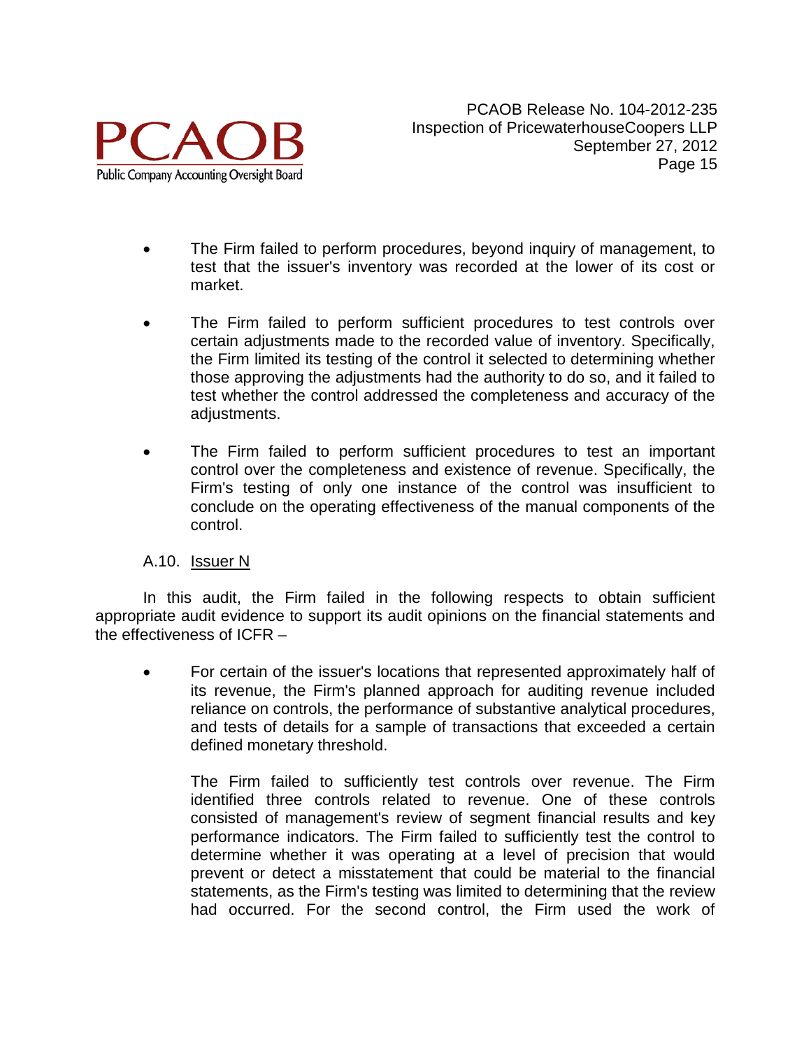- The Firm failed to perform procedures, beyond inquiry of management, to test that the issuer's inventory was recorded at the lower of its cost or market.

- The Firm failed to perform sufficient procedures to test controls over certain adjustments made to the recorded value of inventory. Specifically, the Firm limited its testing of the control it selected to determining whether those approving the adjustments had the authority to do so, and it failed to test whether the control addressed the completeness and accuracy of the adjustments.

- The Firm failed to perform sufficient procedures to test an important control over the completeness and existence of revenue. Specifically, the Firm's testing of only one instance of the control was insufficient to conclude on the operating effectiveness of the manual components of the control.

A.10. Issuer N

In this audit, the Firm failed in the following respects to obtain sufficient appropriate audit evidence to support its audit opinions on the financial statements and the effectiveness of ICFR –

- For certain of the issuer's locations that represented approximately half of its revenue, the Firm's planned approach for auditing revenue included reliance on controls, the performance of substantive analytical procedures, and tests of details for a sample of transactions that exceeded a certain defined monetary threshold.

  The Firm failed to sufficiently test controls over revenue. The Firm identified three controls related to revenue. One of these controls consisted of management's review of segment financial results and key performance indicators. The Firm failed to sufficiently test the control to determine whether it was operating at a level of precision that would prevent or detect a misstatement that could be material to the financial statements, as the Firm's testing was limited to determining that the review had occurred. For the second control, the Firm used the work of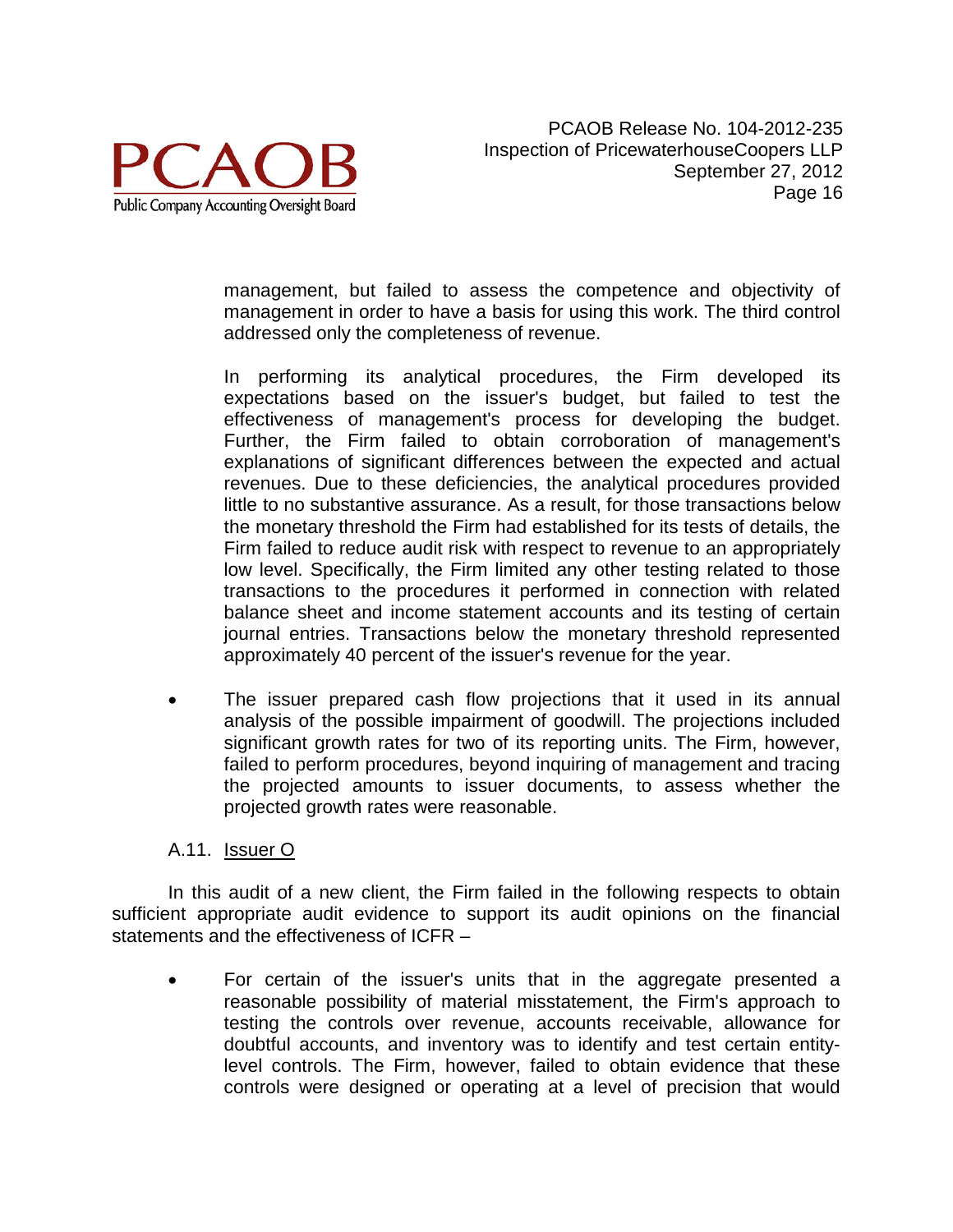management, but failed to assess the competence and objectivity of management in order to have a basis for using this work. The third control addressed only the completeness of revenue.

In performing its analytical procedures, the Firm developed its expectations based on the issuer's budget, but failed to test the effectiveness of management's process for developing the budget. Further, the Firm failed to obtain corroboration of management's explanations of significant differences between the expected and actual revenues. Due to these deficiencies, the analytical procedures provided little to no substantive assurance. As a result, for those transactions below the monetary threshold the Firm had established for its tests of details, the Firm failed to reduce audit risk with respect to revenue to an appropriately low level. Specifically, the Firm limited any other testing related to those transactions to the procedures it performed in connection with related balance sheet and income statement accounts and its testing of certain journal entries. Transactions below the monetary threshold represented approximately 40 percent of the issuer's revenue for the year.

- The issuer prepared cash flow projections that it used in its annual analysis of the possible impairment of goodwill. The projections included significant growth rates for two of its reporting units. The Firm, however, failed to perform procedures, beyond inquiring of management and tracing the projected amounts to issuer documents, to assess whether the projected growth rates were reasonable.

A.11. Issuer O

In this audit of a new client, the Firm failed in the following respects to obtain sufficient appropriate audit evidence to support its audit opinions on the financial statements and the effectiveness of ICFR –

- For certain of the issuer's units that in the aggregate presented a reasonable possibility of material misstatement, the Firm's approach to testing the controls over revenue, accounts receivable, allowance for doubtful accounts, and inventory was to identify and test certain entity-level controls. The Firm, however, failed to obtain evidence that these controls were designed or operating at a level of precision that would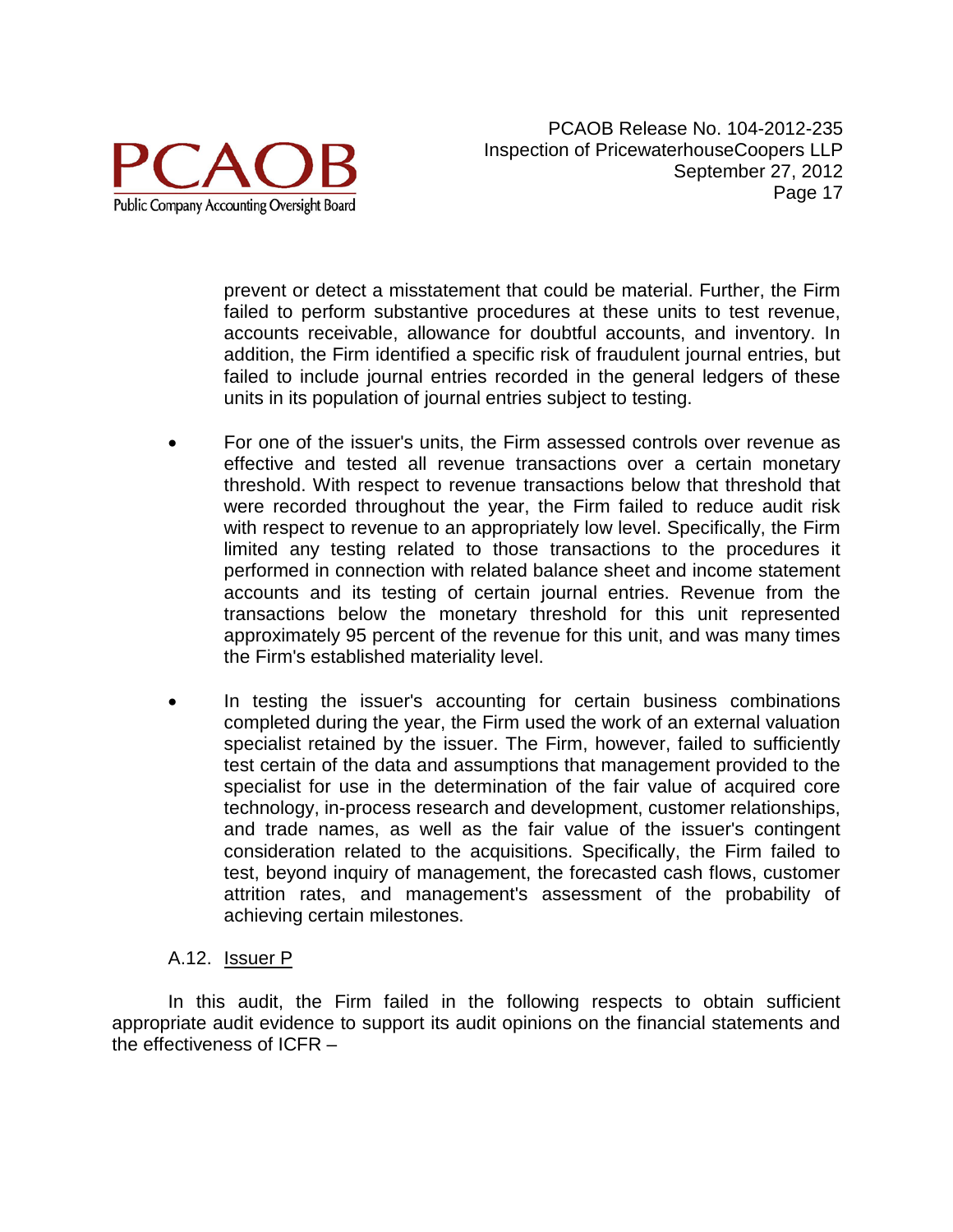prevent or detect a misstatement that could be material. Further, the Firm failed to perform substantive procedures at these units to test revenue, accounts receivable, allowance for doubtful accounts, and inventory. In addition, the Firm identified a specific risk of fraudulent journal entries, but failed to include journal entries recorded in the general ledgers of these units in its population of journal entries subject to testing.

- For one of the issuer's units, the Firm assessed controls over revenue as effective and tested all revenue transactions over a certain monetary threshold. With respect to revenue transactions below that threshold that were recorded throughout the year, the Firm failed to reduce audit risk with respect to revenue to an appropriately low level. Specifically, the Firm limited any testing related to those transactions to the procedures it performed in connection with related balance sheet and income statement accounts and its testing of certain journal entries. Revenue from the transactions below the monetary threshold for this unit represented approximately 95 percent of the revenue for this unit, and was many times the Firm's established materiality level.

- In testing the issuer's accounting for certain business combinations completed during the year, the Firm used the work of an external valuation specialist retained by the issuer. The Firm, however, failed to sufficiently test certain of the data and assumptions that management provided to the specialist for use in the determination of the fair value of acquired core technology, in-process research and development, customer relationships, and trade names, as well as the fair value of the issuer's contingent consideration related to the acquisitions. Specifically, the Firm failed to test, beyond inquiry of management, the forecasted cash flows, customer attrition rates, and management's assessment of the probability of achieving certain milestones.

A.12. Issuer P

In this audit, the Firm failed in the following respects to obtain sufficient appropriate audit evidence to support its audit opinions on the financial statements and the effectiveness of ICFR –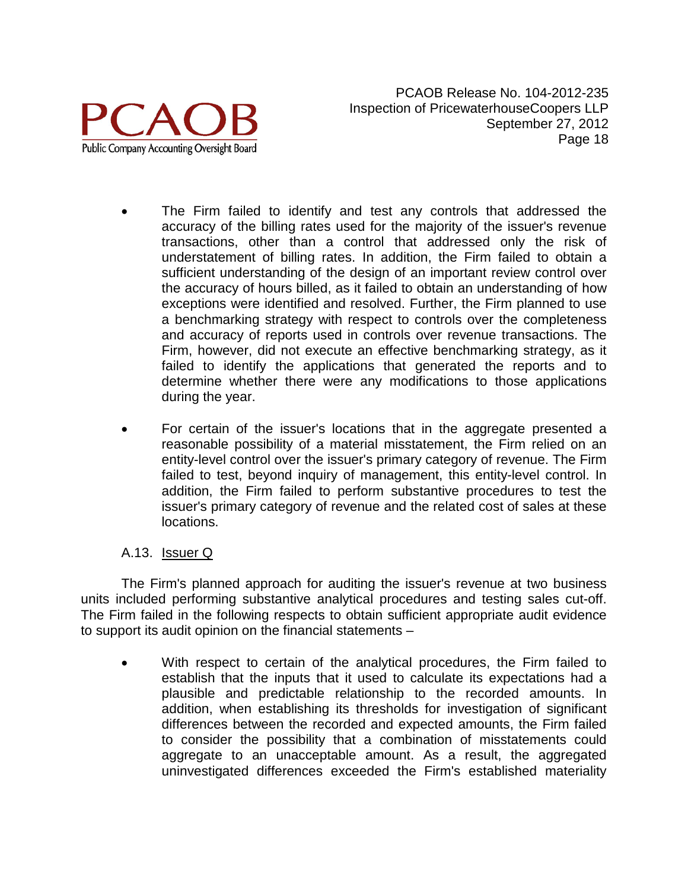- The Firm failed to identify and test any controls that addressed the accuracy of the billing rates used for the majority of the issuer's revenue transactions, other than a control that addressed only the risk of understatement of billing rates. In addition, the Firm failed to obtain a sufficient understanding of the design of an important review control over the accuracy of hours billed, as it failed to obtain an understanding of how exceptions were identified and resolved. Further, the Firm planned to use a benchmarking strategy with respect to controls over the completeness and accuracy of reports used in controls over revenue transactions. The Firm, however, did not execute an effective benchmarking strategy, as it failed to identify the applications that generated the reports and to determine whether there were any modifications to those applications during the year.

- For certain of the issuer's locations that in the aggregate presented a reasonable possibility of a material misstatement, the Firm relied on an entity-level control over the issuer's primary category of revenue. The Firm failed to test, beyond inquiry of management, this entity-level control. In addition, the Firm failed to perform substantive procedures to test the issuer's primary category of revenue and the related cost of sales at these locations.

A.13. Issuer Q

The Firm's planned approach for auditing the issuer's revenue at two business units included performing substantive analytical procedures and testing sales cut-off. The Firm failed in the following respects to obtain sufficient appropriate audit evidence to support its audit opinion on the financial statements –

- With respect to certain of the analytical procedures, the Firm failed to establish that the inputs that it used to calculate its expectations had a plausible and predictable relationship to the recorded amounts. In addition, when establishing its thresholds for investigation of significant differences between the recorded and expected amounts, the Firm failed to consider the possibility that a combination of misstatements could aggregate to an unacceptable amount. As a result, the aggregated uninvestigated differences exceeded the Firm's established materiality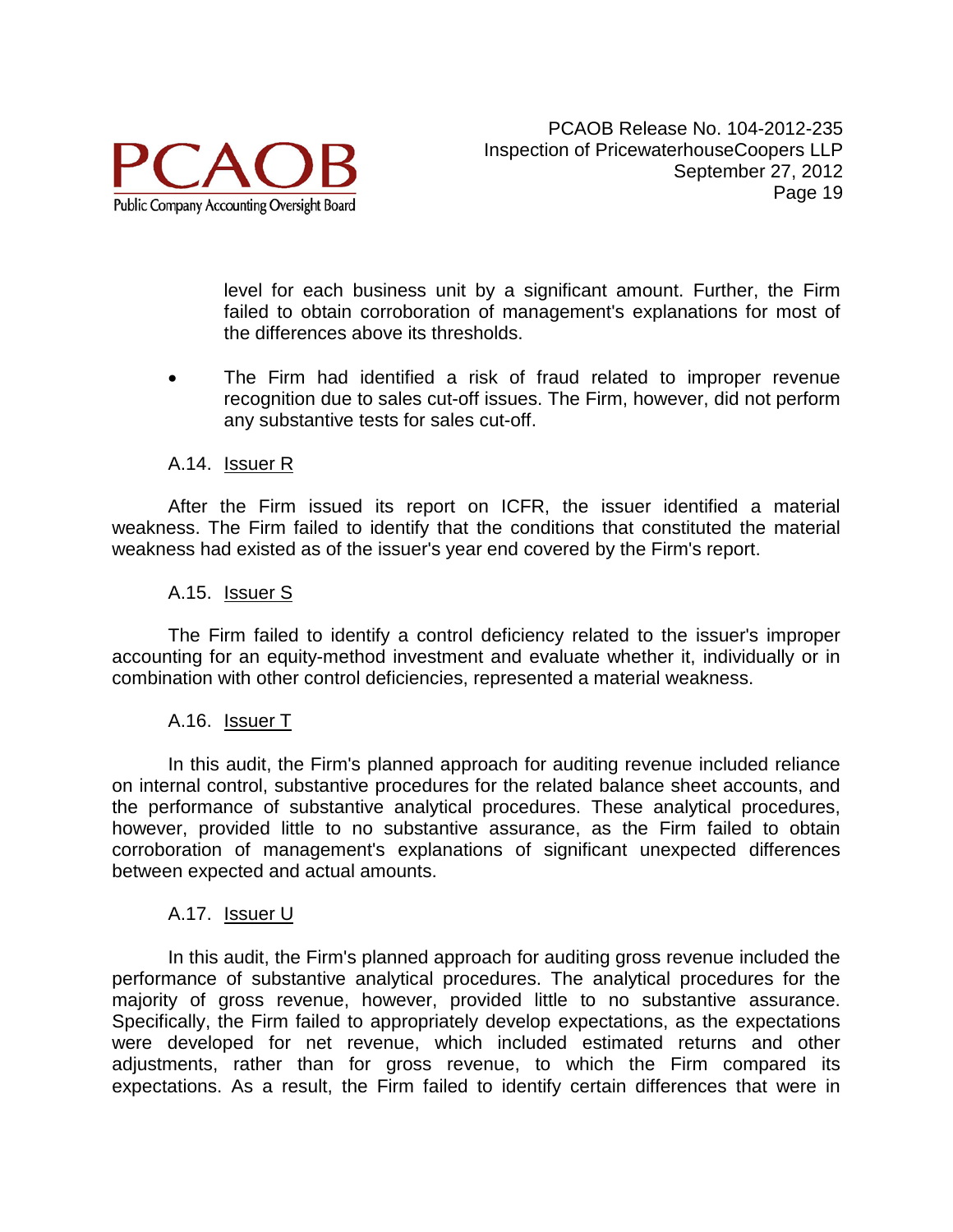level for each business unit by a significant amount. Further, the Firm failed to obtain corroboration of management's explanations for most of the differences above its thresholds.

- The Firm had identified a risk of fraud related to improper revenue recognition due to sales cut-off issues. The Firm, however, did not perform any substantive tests for sales cut-off.

A.14. Issuer R

After the Firm issued its report on ICFR, the issuer identified a material weakness. The Firm failed to identify that the conditions that constituted the material weakness had existed as of the issuer's year end covered by the Firm's report.

A.15. Issuer S

The Firm failed to identify a control deficiency related to the issuer's improper accounting for an equity-method investment and evaluate whether it, individually or in combination with other control deficiencies, represented a material weakness.

A.16. Issuer T

In this audit, the Firm's planned approach for auditing revenue included reliance on internal control, substantive procedures for the related balance sheet accounts, and the performance of substantive analytical procedures. These analytical procedures, however, provided little to no substantive assurance, as the Firm failed to obtain corroboration of management's explanations of significant unexpected differences between expected and actual amounts.

A.17. Issuer U

In this audit, the Firm's planned approach for auditing gross revenue included the performance of substantive analytical procedures. The analytical procedures for the majority of gross revenue, however, provided little to no substantive assurance. Specifically, the Firm failed to appropriately develop expectations, as the expectations were developed for net revenue, which included estimated returns and other adjustments, rather than for gross revenue, to which the Firm compared its expectations. As a result, the Firm failed to identify certain differences that were in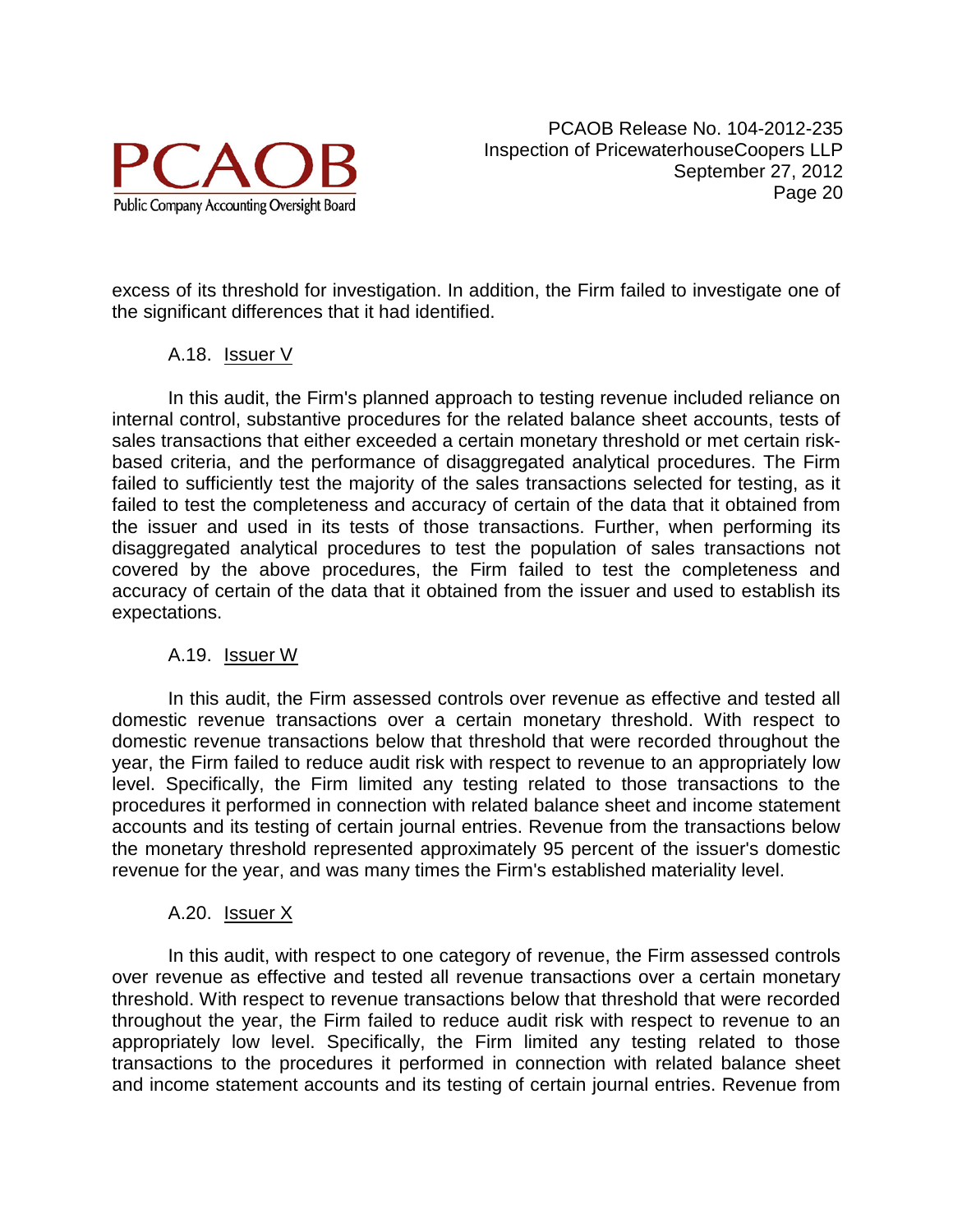excess of its threshold for investigation. In addition, the Firm failed to investigate one of the significant differences that it had identified.

### A.18. Issuer V

In this audit, the Firm's planned approach to testing revenue included reliance on internal control, substantive procedures for the related balance sheet accounts, tests of sales transactions that either exceeded a certain monetary threshold or met certain risk-based criteria, and the performance of disaggregated analytical procedures. The Firm failed to sufficiently test the majority of the sales transactions selected for testing, as it failed to test the completeness and accuracy of certain of the data that it obtained from the issuer and used in its tests of those transactions. Further, when performing its disaggregated analytical procedures to test the population of sales transactions not covered by the above procedures, the Firm failed to test the completeness and accuracy of certain of the data that it obtained from the issuer and used to establish its expectations.

### A.19. Issuer W

In this audit, the Firm assessed controls over revenue as effective and tested all domestic revenue transactions over a certain monetary threshold. With respect to domestic revenue transactions below that threshold that were recorded throughout the year, the Firm failed to reduce audit risk with respect to revenue to an appropriately low level. Specifically, the Firm limited any testing related to those transactions to the procedures it performed in connection with related balance sheet and income statement accounts and its testing of certain journal entries. Revenue from the transactions below the monetary threshold represented approximately 95 percent of the issuer's domestic revenue for the year, and was many times the Firm's established materiality level.

### A.20. Issuer X

In this audit, with respect to one category of revenue, the Firm assessed controls over revenue as effective and tested all revenue transactions over a certain monetary threshold. With respect to revenue transactions below that threshold that were recorded throughout the year, the Firm failed to reduce audit risk with respect to revenue to an appropriately low level. Specifically, the Firm limited any testing related to those transactions to the procedures it performed in connection with related balance sheet and income statement accounts and its testing of certain journal entries. Revenue from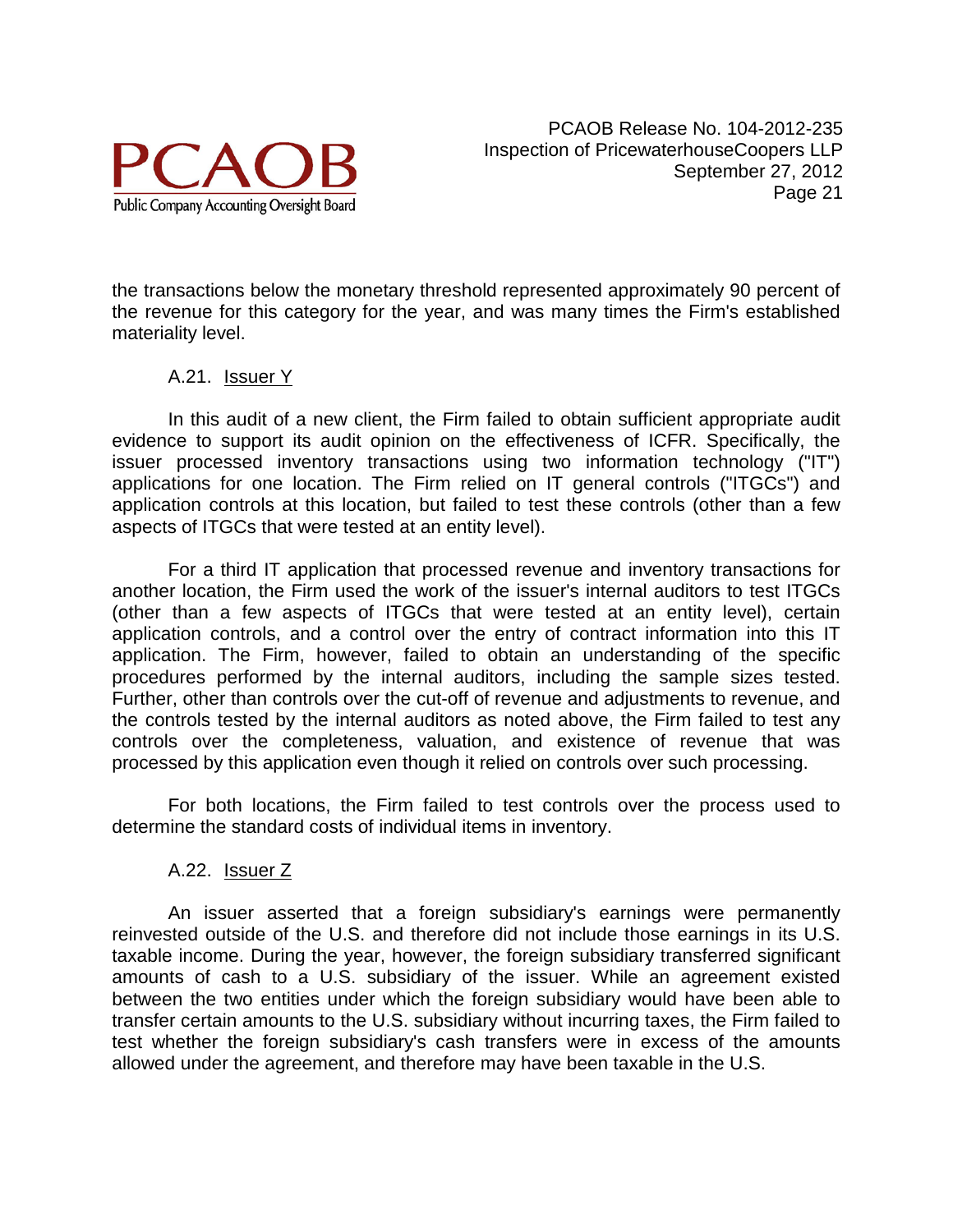the transactions below the monetary threshold represented approximately 90 percent of the revenue for this category for the year, and was many times the Firm's established materiality level.

### A.21. Issuer Y

In this audit of a new client, the Firm failed to obtain sufficient appropriate audit evidence to support its audit opinion on the effectiveness of ICFR. Specifically, the issuer processed inventory transactions using two information technology ("IT") applications for one location. The Firm relied on IT general controls ("ITGCs") and application controls at this location, but failed to test these controls (other than a few aspects of ITGCs that were tested at an entity level).

For a third IT application that processed revenue and inventory transactions for another location, the Firm used the work of the issuer's internal auditors to test ITGCs (other than a few aspects of ITGCs that were tested at an entity level), certain application controls, and a control over the entry of contract information into this IT application. The Firm, however, failed to obtain an understanding of the specific procedures performed by the internal auditors, including the sample sizes tested. Further, other than controls over the cut-off of revenue and adjustments to revenue, and the controls tested by the internal auditors as noted above, the Firm failed to test any controls over the completeness, valuation, and existence of revenue that was processed by this application even though it relied on controls over such processing.

For both locations, the Firm failed to test controls over the process used to determine the standard costs of individual items in inventory.

### A.22. Issuer Z

An issuer asserted that a foreign subsidiary's earnings were permanently reinvested outside of the U.S. and therefore did not include those earnings in its U.S. taxable income. During the year, however, the foreign subsidiary transferred significant amounts of cash to a U.S. subsidiary of the issuer. While an agreement existed between the two entities under which the foreign subsidiary would have been able to transfer certain amounts to the U.S. subsidiary without incurring taxes, the Firm failed to test whether the foreign subsidiary's cash transfers were in excess of the amounts allowed under the agreement, and therefore may have been taxable in the U.S.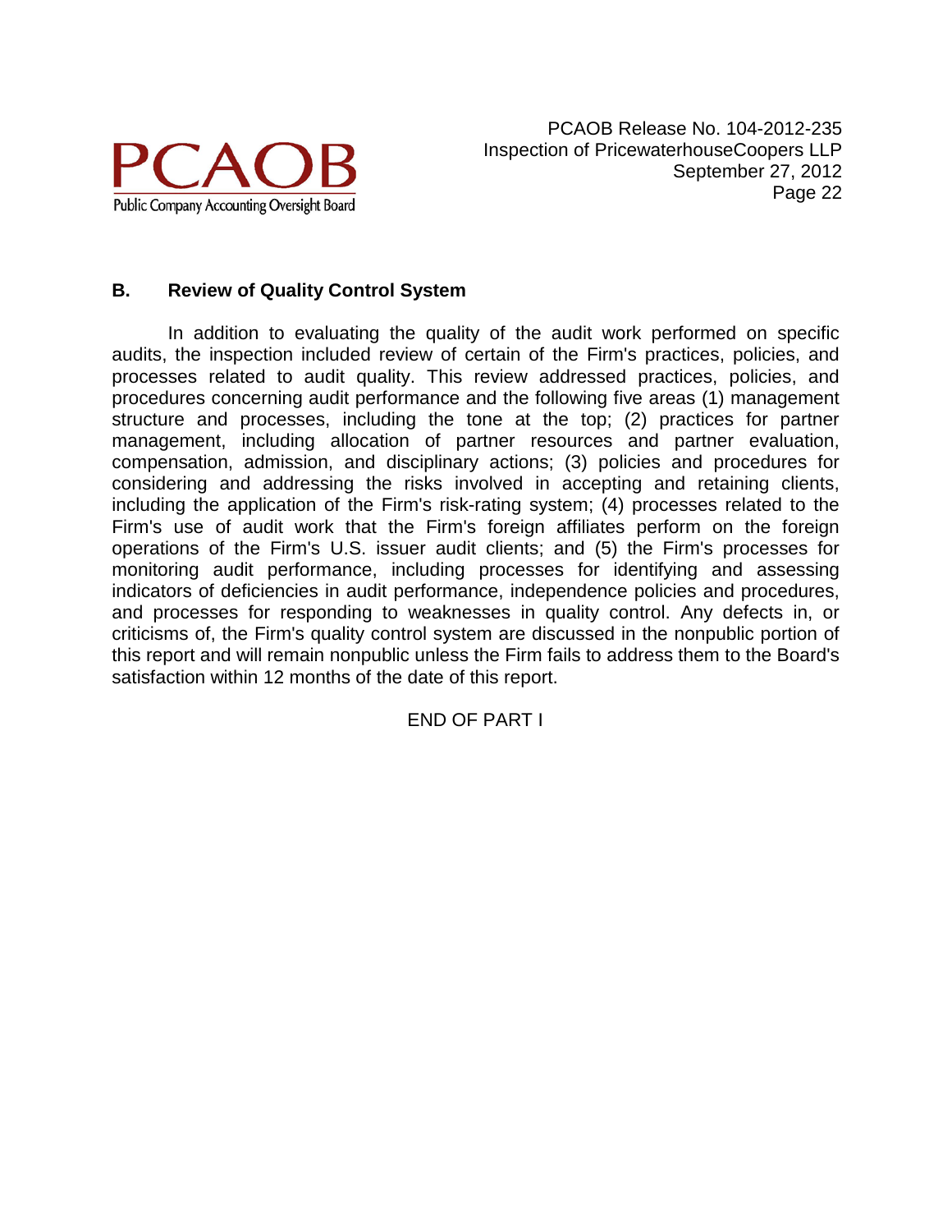## B. Review of Quality Control System

In addition to evaluating the quality of the audit work performed on specific audits, the inspection included review of certain of the Firm's practices, policies, and processes related to audit quality. This review addressed practices, policies, and procedures concerning audit performance and the following five areas (1) management structure and processes, including the tone at the top; (2) practices for partner management, including allocation of partner resources and partner evaluation, compensation, admission, and disciplinary actions; (3) policies and procedures for considering and addressing the risks involved in accepting and retaining clients, including the application of the Firm's risk-rating system; (4) processes related to the Firm's use of audit work that the Firm's foreign affiliates perform on the foreign operations of the Firm's U.S. issuer audit clients; and (5) the Firm's processes for monitoring audit performance, including processes for identifying and assessing indicators of deficiencies in audit performance, independence policies and procedures, and processes for responding to weaknesses in quality control. Any defects in, or criticisms of, the Firm's quality control system are discussed in the nonpublic portion of this report and will remain nonpublic unless the Firm fails to address them to the Board's satisfaction within 12 months of the date of this report.

END OF PART I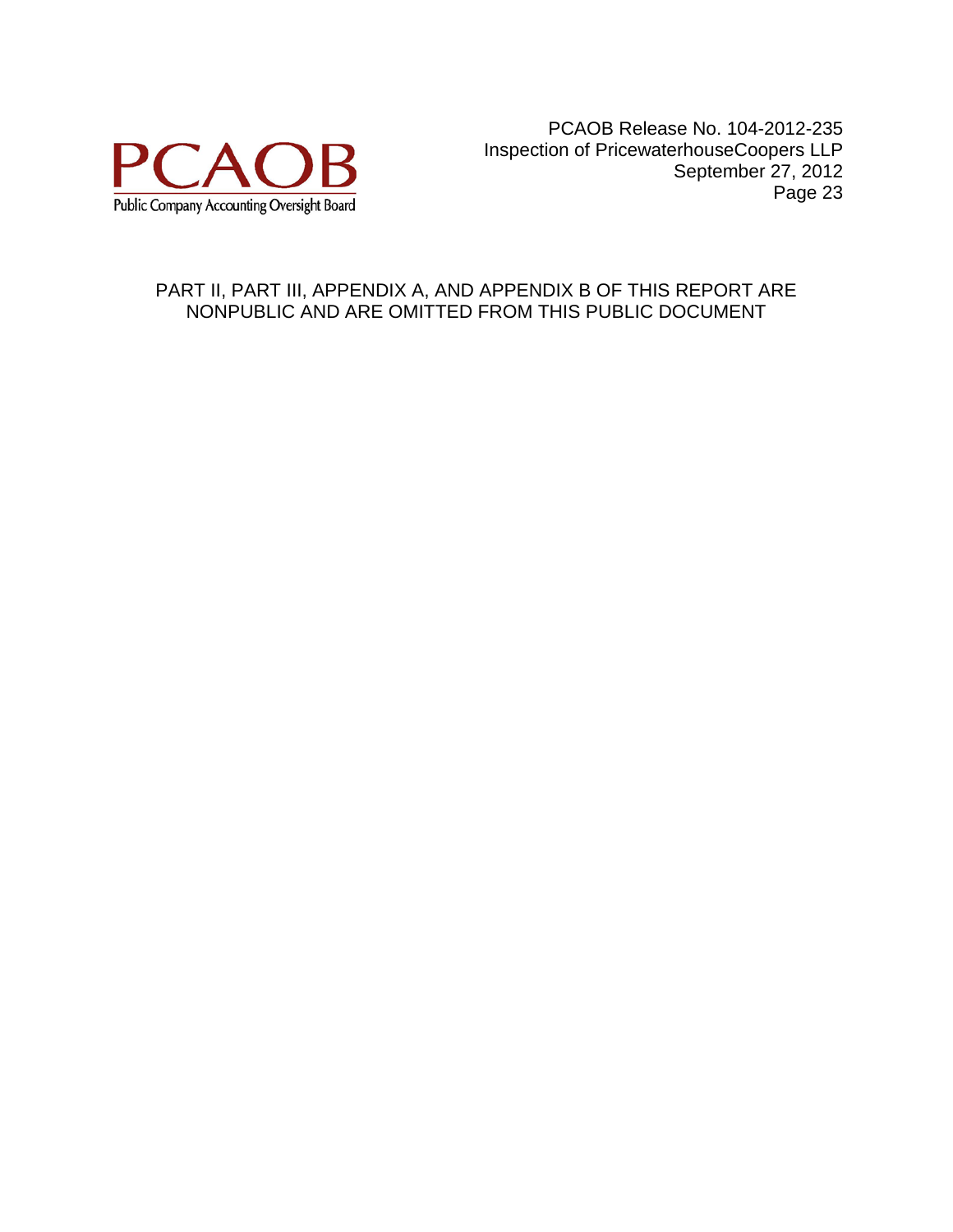PART II, PART III, APPENDIX A, AND APPENDIX B OF THIS REPORT ARE NONPUBLIC AND ARE OMITTED FROM THIS PUBLIC DOCUMENT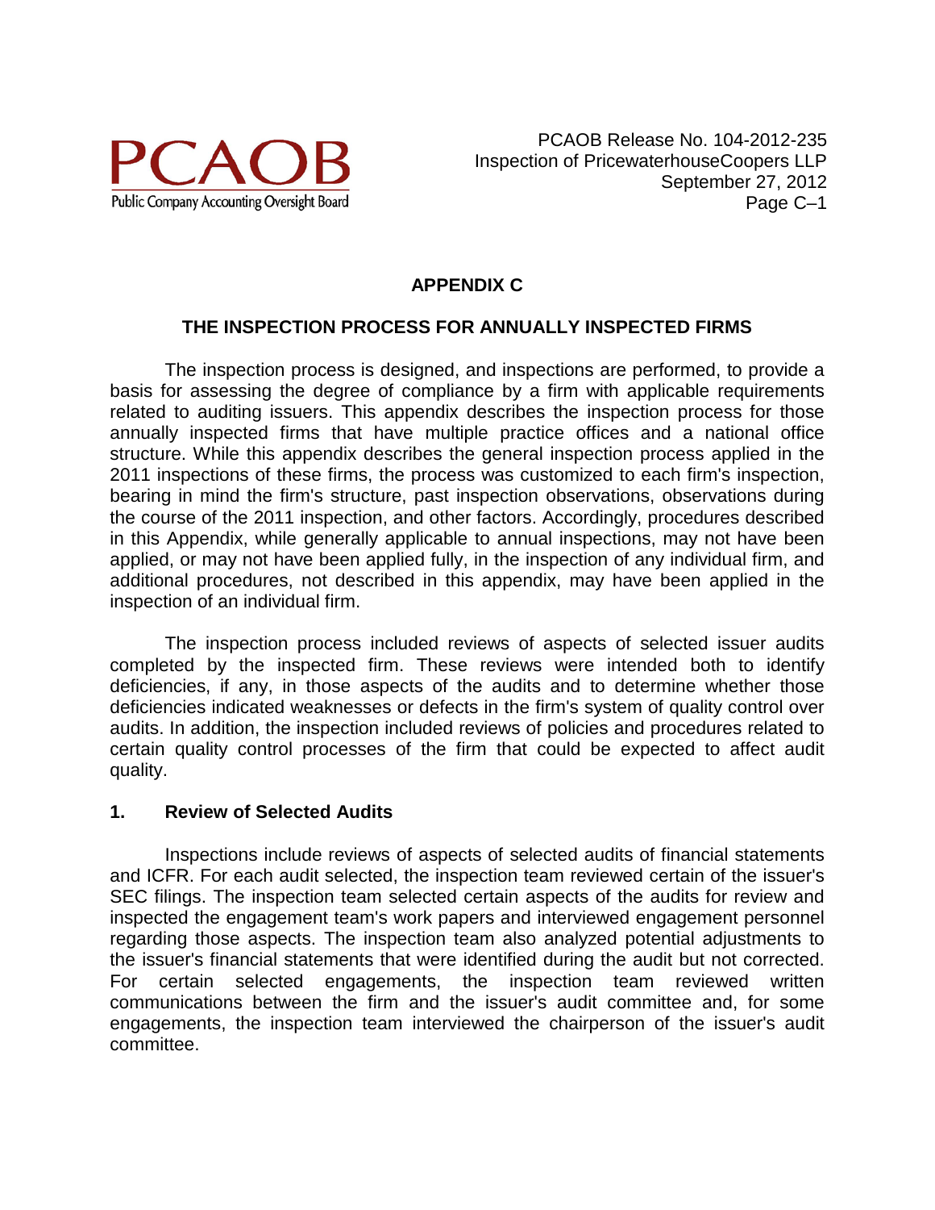## APPENDIX C

## THE INSPECTION PROCESS FOR ANNUALLY INSPECTED FIRMS

The inspection process is designed, and inspections are performed, to provide a basis for assessing the degree of compliance by a firm with applicable requirements related to auditing issuers. This appendix describes the inspection process for those annually inspected firms that have multiple practice offices and a national office structure. While this appendix describes the general inspection process applied in the 2011 inspections of these firms, the process was customized to each firm's inspection, bearing in mind the firm's structure, past inspection observations, observations during the course of the 2011 inspection, and other factors. Accordingly, procedures described in this Appendix, while generally applicable to annual inspections, may not have been applied, or may not have been applied fully, in the inspection of any individual firm, and additional procedures, not described in this appendix, may have been applied in the inspection of an individual firm.

The inspection process included reviews of aspects of selected issuer audits completed by the inspected firm. These reviews were intended both to identify deficiencies, if any, in those aspects of the audits and to determine whether those deficiencies indicated weaknesses or defects in the firm's system of quality control over audits. In addition, the inspection included reviews of policies and procedures related to certain quality control processes of the firm that could be expected to affect audit quality.

### 1. Review of Selected Audits

Inspections include reviews of aspects of selected audits of financial statements and ICFR. For each audit selected, the inspection team reviewed certain of the issuer's SEC filings. The inspection team selected certain aspects of the audits for review and inspected the engagement team's work papers and interviewed engagement personnel regarding those aspects. The inspection team also analyzed potential adjustments to the issuer's financial statements that were identified during the audit but not corrected. For certain selected engagements, the inspection team reviewed written communications between the firm and the issuer's audit committee and, for some engagements, the inspection team interviewed the chairperson of the issuer's audit committee.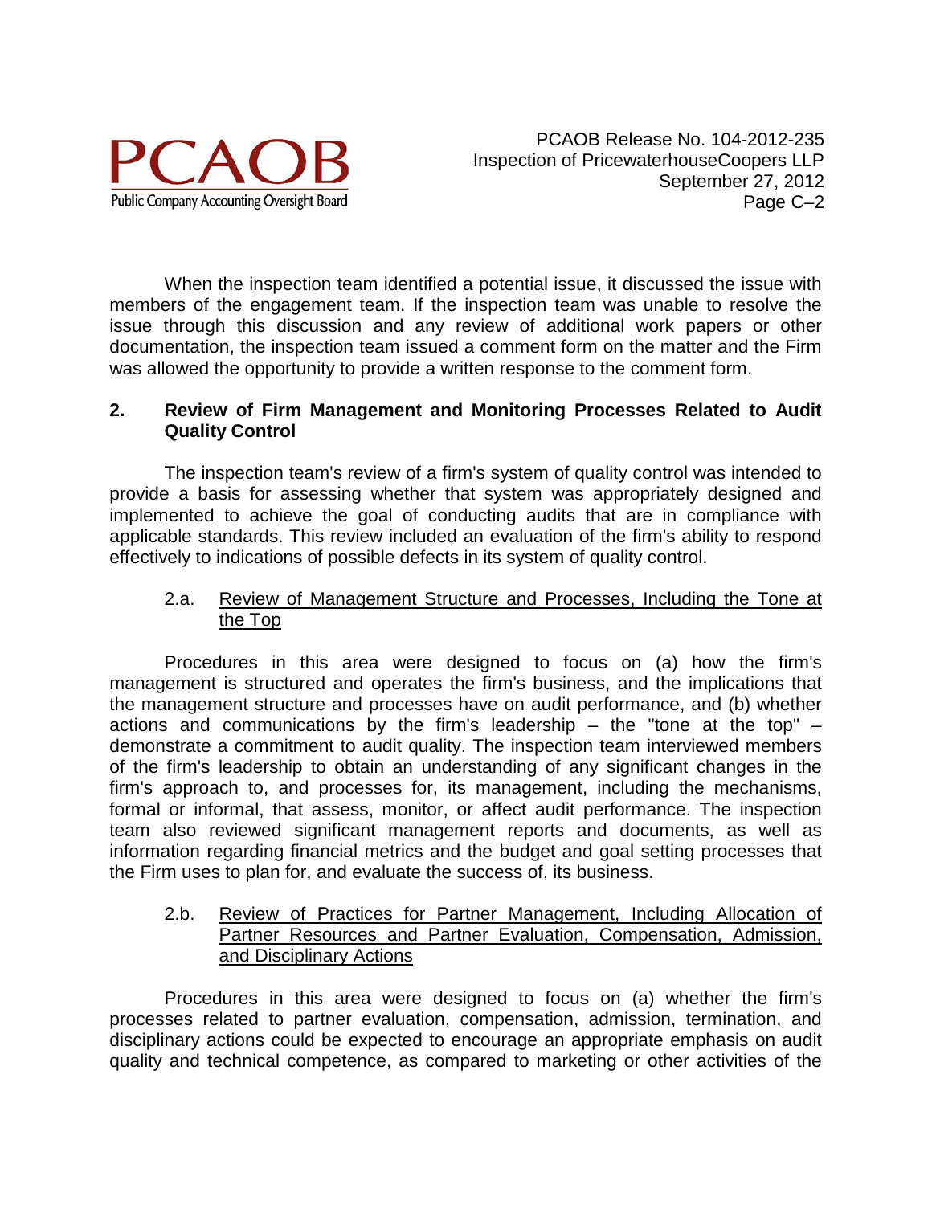When the inspection team identified a potential issue, it discussed the issue with members of the engagement team. If the inspection team was unable to resolve the issue through this discussion and any review of additional work papers or other documentation, the inspection team issued a comment form on the matter and the Firm was allowed the opportunity to provide a written response to the comment form.

## 2. Review of Firm Management and Monitoring Processes Related to Audit Quality Control

The inspection team's review of a firm's system of quality control was intended to provide a basis for assessing whether that system was appropriately designed and implemented to achieve the goal of conducting audits that are in compliance with applicable standards. This review included an evaluation of the firm's ability to respond effectively to indications of possible defects in its system of quality control.

### 2.a. Review of Management Structure and Processes, Including the Tone at the Top

Procedures in this area were designed to focus on (a) how the firm's management is structured and operates the firm's business, and the implications that the management structure and processes have on audit performance, and (b) whether actions and communications by the firm's leadership – the "tone at the top" – demonstrate a commitment to audit quality. The inspection team interviewed members of the firm's leadership to obtain an understanding of any significant changes in the firm's approach to, and processes for, its management, including the mechanisms, formal or informal, that assess, monitor, or affect audit performance. The inspection team also reviewed significant management reports and documents, as well as information regarding financial metrics and the budget and goal setting processes that the Firm uses to plan for, and evaluate the success of, its business.

### 2.b. Review of Practices for Partner Management, Including Allocation of Partner Resources and Partner Evaluation, Compensation, Admission, and Disciplinary Actions

Procedures in this area were designed to focus on (a) whether the firm's processes related to partner evaluation, compensation, admission, termination, and disciplinary actions could be expected to encourage an appropriate emphasis on audit quality and technical competence, as compared to marketing or other activities of the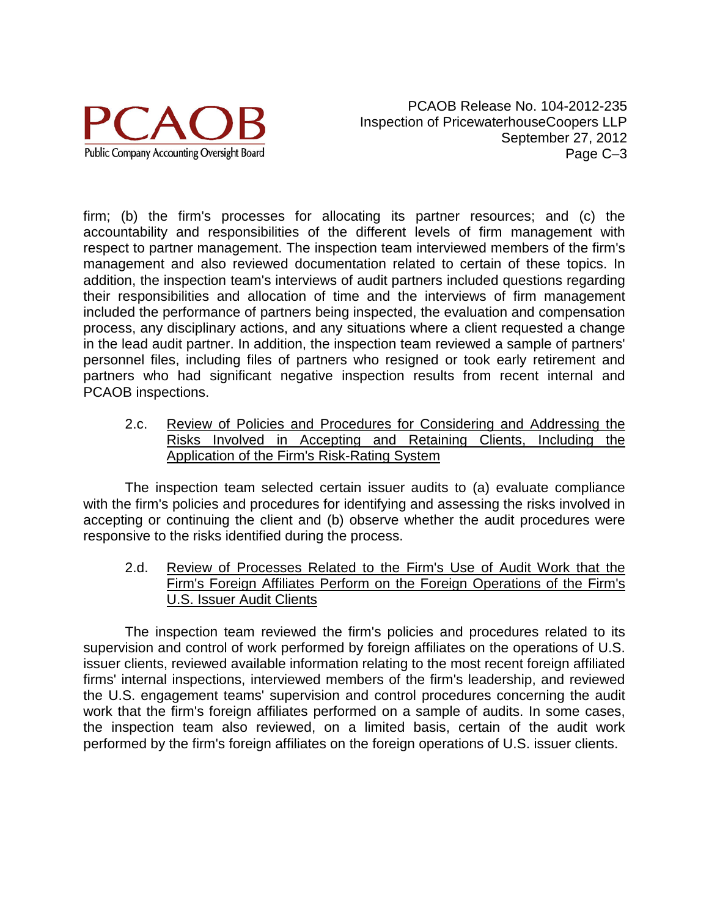firm; (b) the firm's processes for allocating its partner resources; and (c) the accountability and responsibilities of the different levels of firm management with respect to partner management. The inspection team interviewed members of the firm's management and also reviewed documentation related to certain of these topics. In addition, the inspection team's interviews of audit partners included questions regarding their responsibilities and allocation of time and the interviews of firm management included the performance of partners being inspected, the evaluation and compensation process, any disciplinary actions, and any situations where a client requested a change in the lead audit partner. In addition, the inspection team reviewed a sample of partners' personnel files, including files of partners who resigned or took early retirement and partners who had significant negative inspection results from recent internal and PCAOB inspections.

### 2.c. Review of Policies and Procedures for Considering and Addressing the Risks Involved in Accepting and Retaining Clients, Including the Application of the Firm's Risk-Rating System

The inspection team selected certain issuer audits to (a) evaluate compliance with the firm's policies and procedures for identifying and assessing the risks involved in accepting or continuing the client and (b) observe whether the audit procedures were responsive to the risks identified during the process.

### 2.d. Review of Processes Related to the Firm's Use of Audit Work that the Firm's Foreign Affiliates Perform on the Foreign Operations of the Firm's U.S. Issuer Audit Clients

The inspection team reviewed the firm's policies and procedures related to its supervision and control of work performed by foreign affiliates on the operations of U.S. issuer clients, reviewed available information relating to the most recent foreign affiliated firms' internal inspections, interviewed members of the firm's leadership, and reviewed the U.S. engagement teams' supervision and control procedures concerning the audit work that the firm's foreign affiliates performed on a sample of audits. In some cases, the inspection team also reviewed, on a limited basis, certain of the audit work performed by the firm's foreign affiliates on the foreign operations of U.S. issuer clients.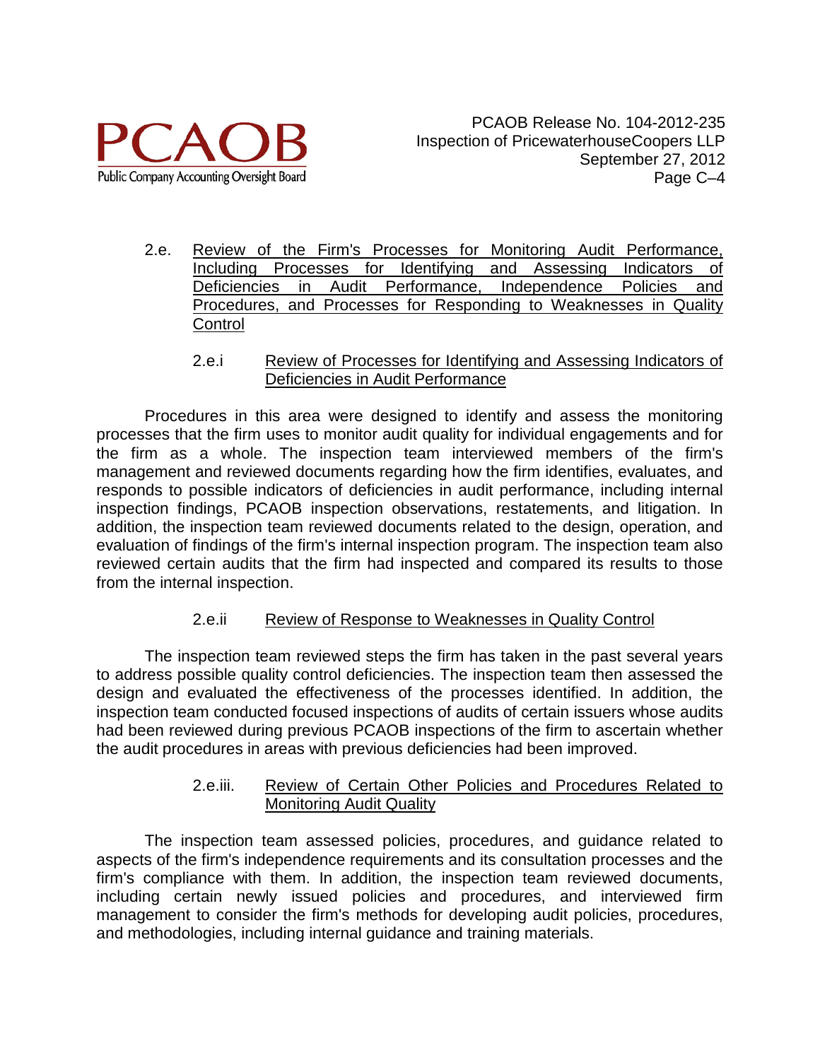2.e. Review of the Firm's Processes for Monitoring Audit Performance, Including Processes for Identifying and Assessing Indicators of Deficiencies in Audit Performance, Independence Policies and Procedures, and Processes for Responding to Weaknesses in Quality Control

2.e.i Review of Processes for Identifying and Assessing Indicators of Deficiencies in Audit Performance

Procedures in this area were designed to identify and assess the monitoring processes that the firm uses to monitor audit quality for individual engagements and for the firm as a whole. The inspection team interviewed members of the firm's management and reviewed documents regarding how the firm identifies, evaluates, and responds to possible indicators of deficiencies in audit performance, including internal inspection findings, PCAOB inspection observations, restatements, and litigation. In addition, the inspection team reviewed documents related to the design, operation, and evaluation of findings of the firm's internal inspection program. The inspection team also reviewed certain audits that the firm had inspected and compared its results to those from the internal inspection.

2.e.ii Review of Response to Weaknesses in Quality Control

The inspection team reviewed steps the firm has taken in the past several years to address possible quality control deficiencies. The inspection team then assessed the design and evaluated the effectiveness of the processes identified. In addition, the inspection team conducted focused inspections of audits of certain issuers whose audits had been reviewed during previous PCAOB inspections of the firm to ascertain whether the audit procedures in areas with previous deficiencies had been improved.

2.e.iii. Review of Certain Other Policies and Procedures Related to Monitoring Audit Quality

The inspection team assessed policies, procedures, and guidance related to aspects of the firm's independence requirements and its consultation processes and the firm's compliance with them. In addition, the inspection team reviewed documents, including certain newly issued policies and procedures, and interviewed firm management to consider the firm's methods for developing audit policies, procedures, and methodologies, including internal guidance and training materials.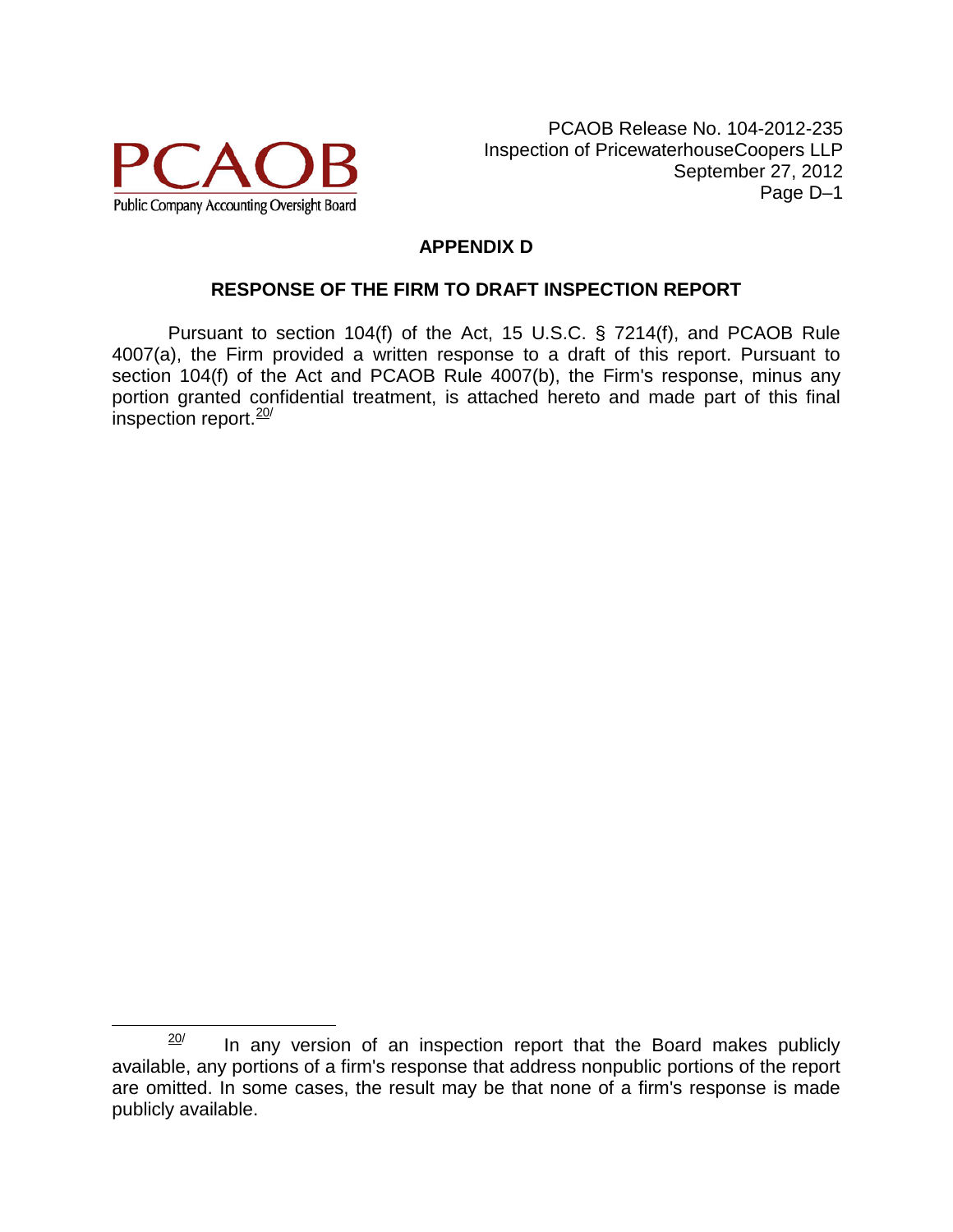## APPENDIX D

### RESPONSE OF THE FIRM TO DRAFT INSPECTION REPORT

Pursuant to section 104(f) of the Act, 15 U.S.C. § 7214(f), and PCAOB Rule 4007(a), the Firm provided a written response to a draft of this report. Pursuant to section 104(f) of the Act and PCAOB Rule 4007(b), the Firm's response, minus any portion granted confidential treatment, is attached hereto and made part of this final inspection report.[20]

[20] In any version of an inspection report that the Board makes publicly available, any portions of a firm's response that address nonpublic portions of the report are omitted. In some cases, the result may be that none of a firm's response is made publicly available.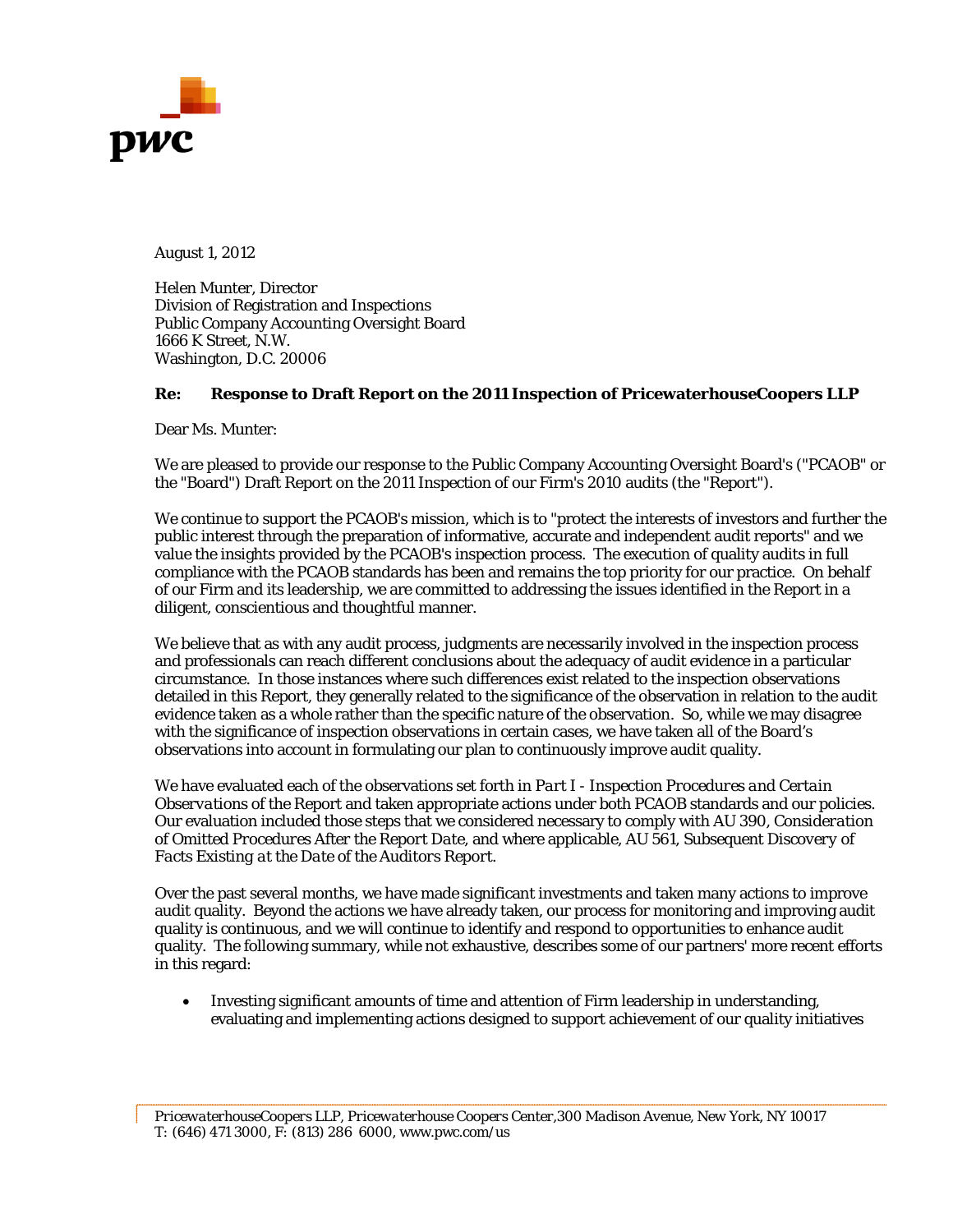August 1, 2012

Helen Munter, Director
Division of Registration and Inspections
Public Company Accounting Oversight Board
1666 K Street, N.W.
Washington, D.C. 20006

**Re: Response to Draft Report on the 2011 Inspection of PricewaterhouseCoopers LLP**

Dear Ms. Munter:

We are pleased to provide our response to the Public Company Accounting Oversight Board's ("PCAOB" or the "Board") Draft Report on the 2011 Inspection of our Firm's 2010 audits (the "Report").

We continue to support the PCAOB's mission, which is to "protect the interests of investors and further the public interest through the preparation of informative, accurate and independent audit reports" and we value the insights provided by the PCAOB's inspection process. The execution of quality audits in full compliance with the PCAOB standards has been and remains the top priority for our practice. On behalf of our Firm and its leadership, we are committed to addressing the issues identified in the Report in a diligent, conscientious and thoughtful manner.

We believe that as with any audit process, judgments are necessarily involved in the inspection process and professionals can reach different conclusions about the adequacy of audit evidence in a particular circumstance. In those instances where such differences exist related to the inspection observations detailed in this Report, they generally related to the significance of the observation in relation to the audit evidence taken as a whole rather than the specific nature of the observation. So, while we may disagree with the significance of inspection observations in certain cases, we have taken all of the Board's observations into account in formulating our plan to continuously improve audit quality.

We have evaluated each of the observations set forth in *Part I - Inspection Procedures and Certain Observations* of the Report and taken appropriate actions under both PCAOB standards and our policies. Our evaluation included those steps that we considered necessary to comply with AU 390, *Consideration of Omitted Procedures After the Report Date*, and where applicable, AU 561, *Subsequent Discovery of Facts Existing at the Date of the Auditors Report*.

Over the past several months, we have made significant investments and taken many actions to improve audit quality. Beyond the actions we have already taken, our process for monitoring and improving audit quality is continuous, and we will continue to identify and respond to opportunities to enhance audit quality. The following summary, while not exhaustive, describes some of our partners' more recent efforts in this regard:

- Investing significant amounts of time and attention of Firm leadership in understanding, evaluating and implementing actions designed to support achievement of our quality initiatives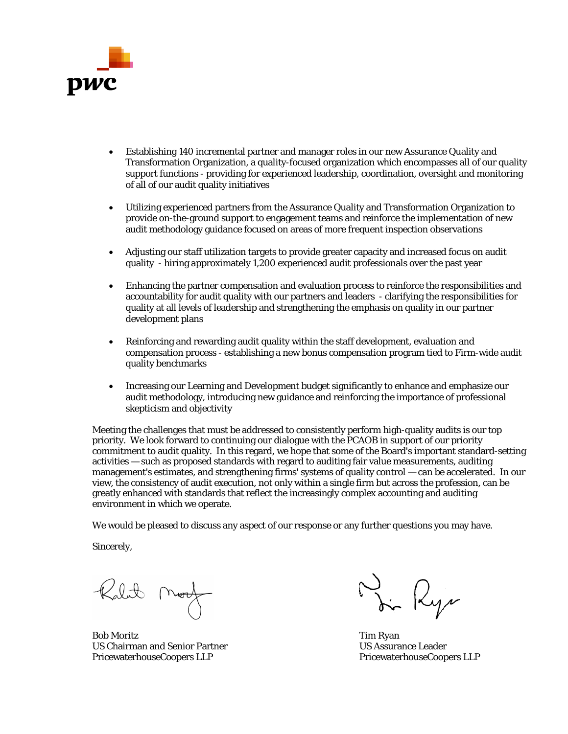- Establishing 140 incremental partner and manager roles in our new Assurance Quality and Transformation Organization, a quality-focused organization which encompasses all of our quality support functions - providing for experienced leadership, coordination, oversight and monitoring of all of our audit quality initiatives

- Utilizing experienced partners from the Assurance Quality and Transformation Organization to provide on-the-ground support to engagement teams and reinforce the implementation of new audit methodology guidance focused on areas of more frequent inspection observations

- Adjusting our staff utilization targets to provide greater capacity and increased focus on audit quality - hiring approximately 1,200 experienced audit professionals over the past year

- Enhancing the partner compensation and evaluation process to reinforce the responsibilities and accountability for audit quality with our partners and leaders - clarifying the responsibilities for quality at all levels of leadership and strengthening the emphasis on quality in our partner development plans

- Reinforcing and rewarding audit quality within the staff development, evaluation and compensation process - establishing a new bonus compensation program tied to Firm-wide audit quality benchmarks

- Increasing our Learning and Development budget significantly to enhance and emphasize our audit methodology, introducing new guidance and reinforcing the importance of professional skepticism and objectivity

Meeting the challenges that must be addressed to consistently perform high-quality audits is our top priority. We look forward to continuing our dialogue with the PCAOB in support of our priority commitment to audit quality. In this regard, we hope that some of the Board's important standard-setting activities — such as proposed standards with regard to auditing fair value measurements, auditing management's estimates, and strengthening firms' systems of quality control — can be accelerated. In our view, the consistency of audit execution, not only within a single firm but across the profession, can be greatly enhanced with standards that reflect the increasingly complex accounting and auditing environment in which we operate.

We would be pleased to discuss any aspect of our response or any further questions you may have.

Sincerely,

Bob Moritz
US Chairman and Senior Partner
PricewaterhouseCoopers LLP

Tim Ryan
US Assurance Leader
PricewaterhouseCoopers LLP